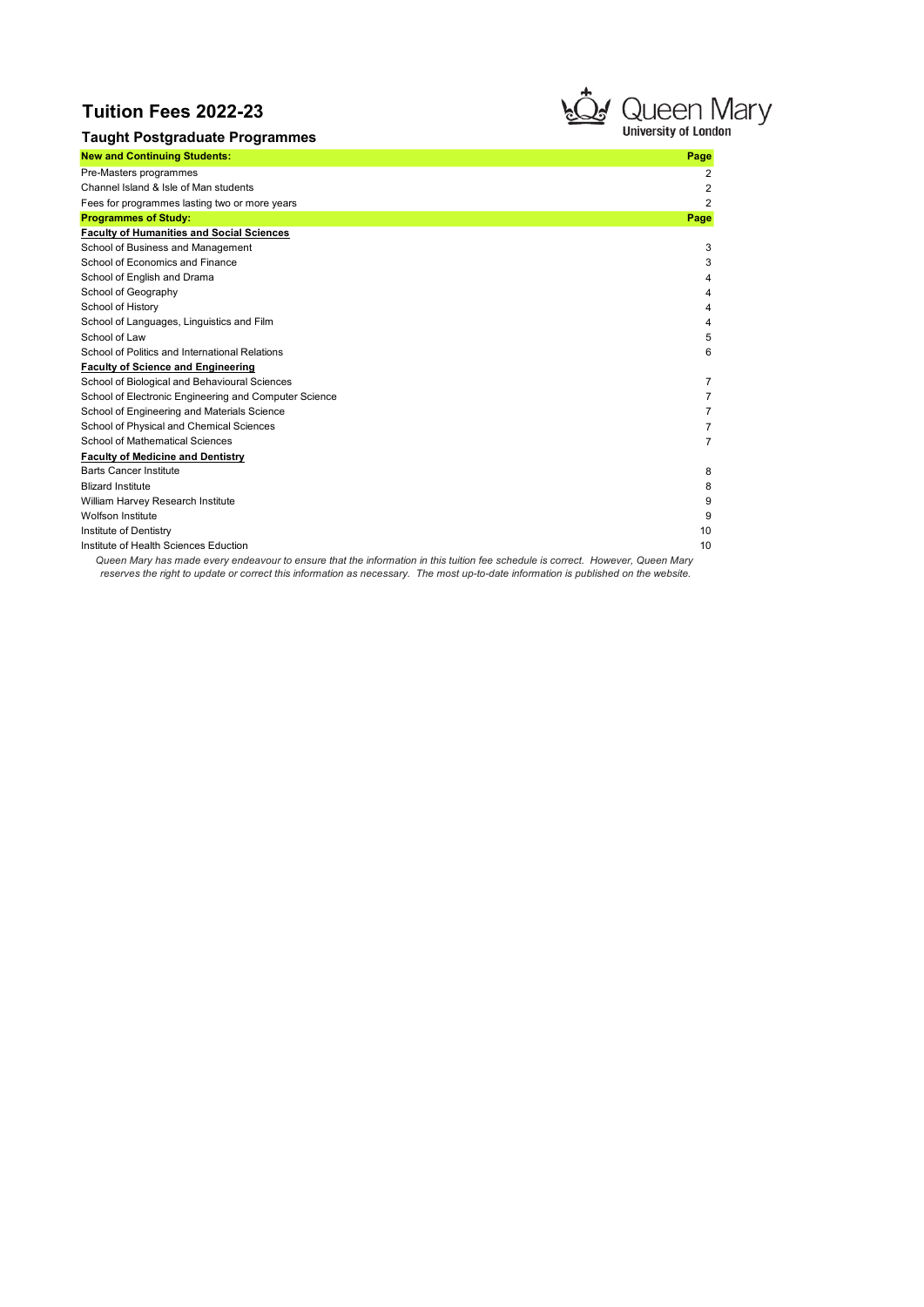# Tuition Fees 2022-23

Queen Mary University of London

## Taught Postgraduate Programmes

| **New and Continuing Students:** | **Page** |
|---|---|
| Pre-Masters programmes | 2 |
| Channel Island & Isle of Man students | 2 |
| Fees for programmes lasting two or more years | 2 |
| **Programmes of Study:** | **Page** |
| **Faculty of Humanities and Social Sciences** | |
| School of Business and Management | 3 |
| School of Economics and Finance | 3 |
| School of English and Drama | 4 |
| School of Geography | 4 |
| School of History | 4 |
| School of Languages, Linguistics and Film | 4 |
| School of Law | 5 |
| School of Politics and International Relations | 6 |
| **Faculty of Science and Engineering** | |
| School of Biological and Behavioural Sciences | 7 |
| School of Electronic Engineering and Computer Science | 7 |
| School of Engineering and Materials Science | 7 |
| School of Physical and Chemical Sciences | 7 |
| School of Mathematical Sciences | 7 |
| **Faculty of Medicine and Dentistry** | |
| Barts Cancer Institute | 8 |
| Blizard Institute | 8 |
| William Harvey Research Institute | 9 |
| Wolfson Institute | 9 |
| Institute of Dentistry | 10 |
| Institute of Health Sciences Eduction | 10 |

*Queen Mary has made every endeavour to ensure that the information in this tuition fee schedule is correct. However, Queen Mary reserves the right to update or correct this information as necessary. The most up-to-date information is published on the website.*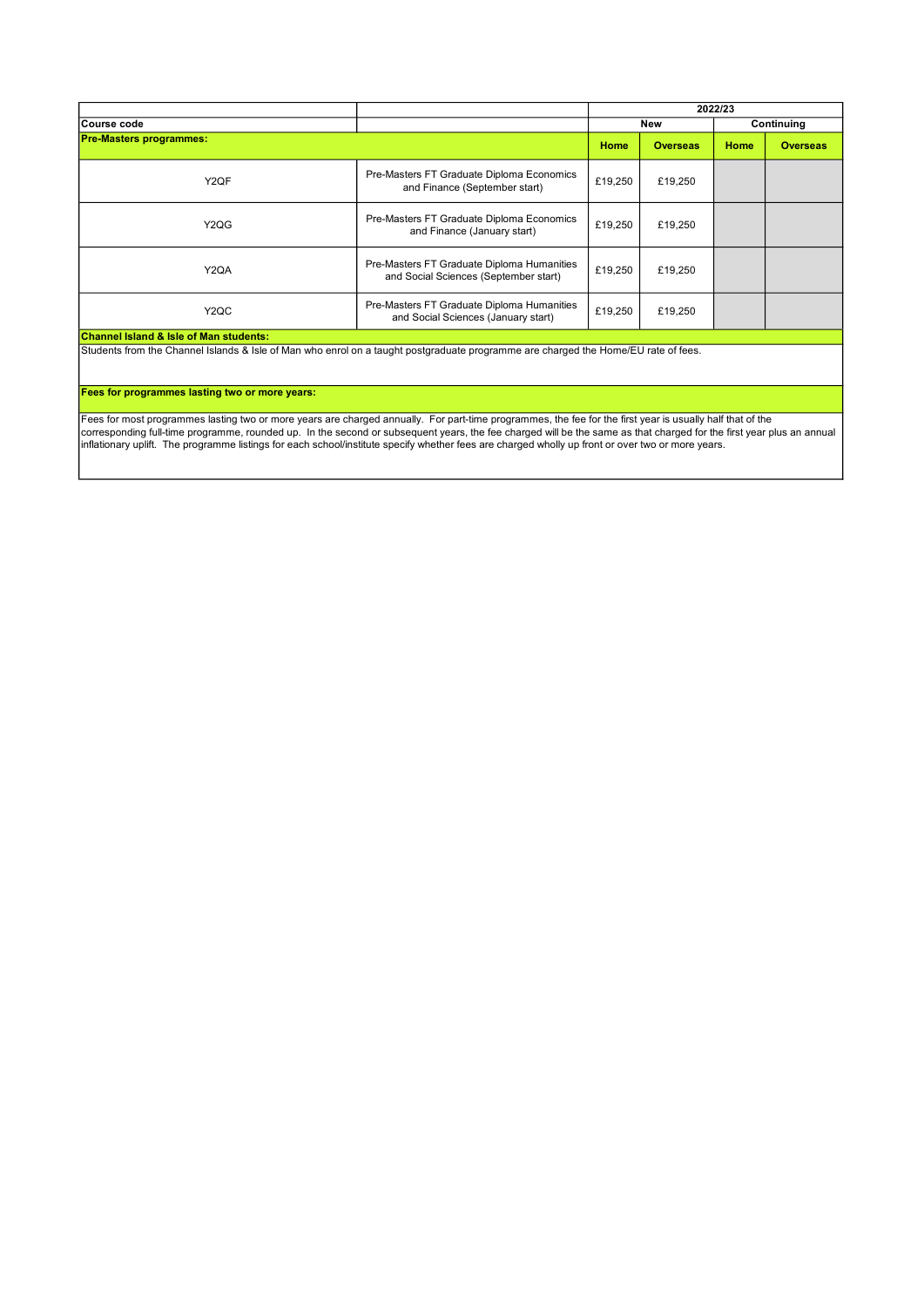| Course code | | 2022/23 | | | |
|---|---|---|---|---|---|
| | | New | | Continuing | |
| **Pre-Masters programmes:** | | **Home** | **Overseas** | **Home** | **Overseas** |
| Y2QF | Pre-Masters FT Graduate Diploma Economics and Finance (September start) | £19,250 | £19,250 | | |
| Y2QG | Pre-Masters FT Graduate Diploma Economics and Finance (January start) | £19,250 | £19,250 | | |
| Y2QA | Pre-Masters FT Graduate Diploma Humanities and Social Sciences (September start) | £19,250 | £19,250 | | |
| Y2QC | Pre-Masters FT Graduate Diploma Humanities and Social Sciences (January start) | £19,250 | £19,250 | | |

**Channel Island & Isle of Man students:**

Students from the Channel Islands & Isle of Man who enrol on a taught postgraduate programme are charged the Home/EU rate of fees.

**Fees for programmes lasting two or more years:**

Fees for most programmes lasting two or more years are charged annually. For part-time programmes, the fee for the first year is usually half that of the corresponding full-time programme, rounded up. In the second or subsequent years, the fee charged will be the same as that charged for the first year plus an annual inflationary uplift. The programme listings for each school/institute specify whether fees are charged wholly up front or over two or more years.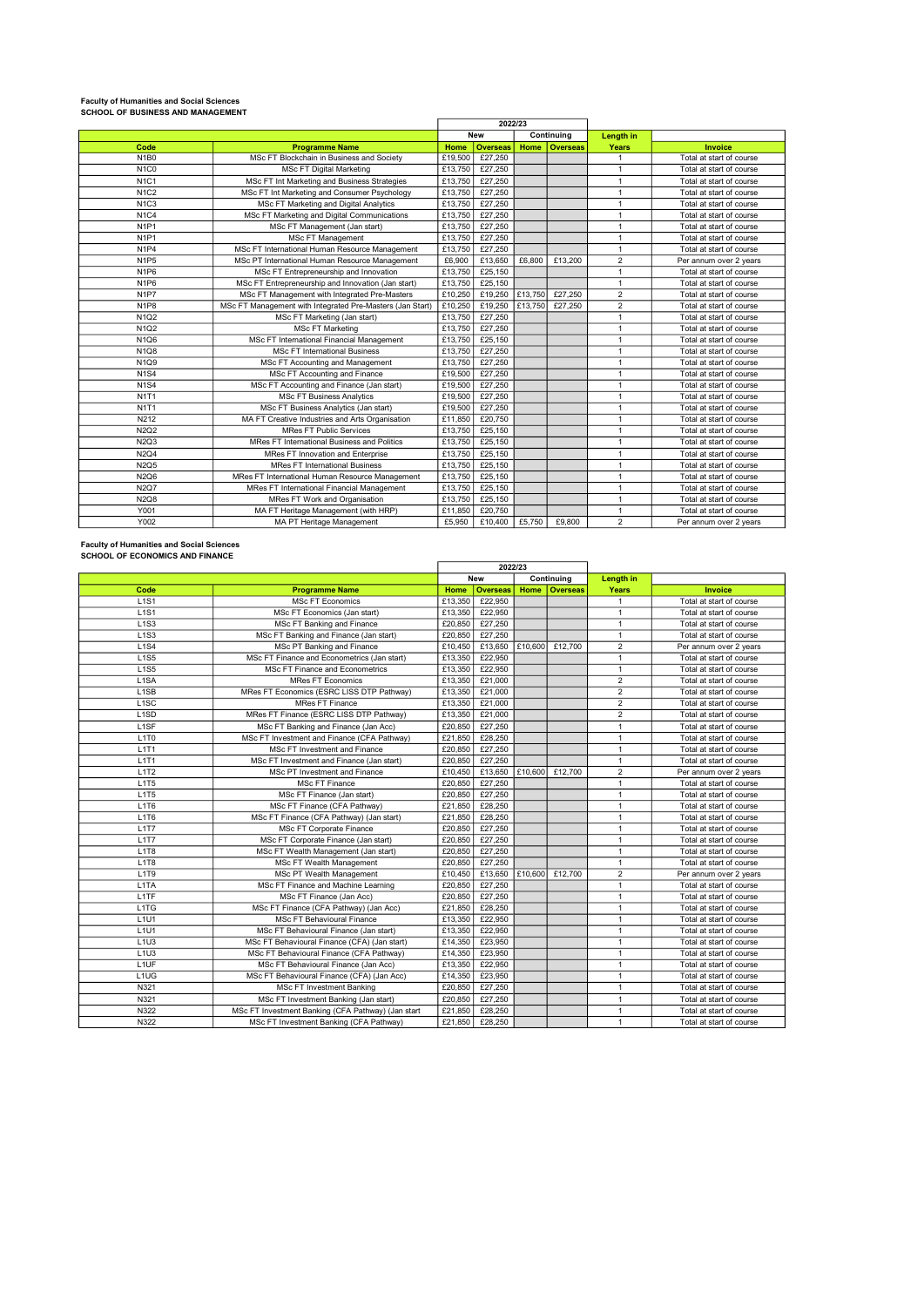**Faculty of Humanities and Social Sciences**
**SCHOOL OF BUSINESS AND MANAGEMENT**

| | | 2022/23 | | | | | |
|---|---|---|---|---|---|---|---|
| | | New | | Continuing | | Length in | |
| Code | Programme Name | Home | Overseas | Home | Overseas | Years | Invoice |
| N1B0 | MSc FT Blockchain in Business and Society | £19,500 | £27,250 | | | 1 | Total at start of course |
| N1C0 | MSc FT Digital Marketing | £13,750 | £27,250 | | | 1 | Total at start of course |
| N1C1 | MSc FT Int Marketing and Business Strategies | £13,750 | £27,250 | | | 1 | Total at start of course |
| N1C2 | MSc FT Int Marketing and Consumer Psychology | £13,750 | £27,250 | | | 1 | Total at start of course |
| N1C3 | MSc FT Marketing and Digital Analytics | £13,750 | £27,250 | | | 1 | Total at start of course |
| N1C4 | MSc FT Marketing and Digital Communications | £13,750 | £27,250 | | | 1 | Total at start of course |
| N1P1 | MSc FT Management (Jan start) | £13,750 | £27,250 | | | 1 | Total at start of course |
| N1P1 | MSc FT Management | £13,750 | £27,250 | | | 1 | Total at start of course |
| N1P4 | MSc FT International Human Resource Management | £13,750 | £27,250 | | | 1 | Total at start of course |
| N1P5 | MSc PT International Human Resource Management | £6,900 | £13,650 | £6,800 | £13,200 | 2 | Per annum over 2 years |
| N1P6 | MSc FT Entrepreneurship and Innovation | £13,750 | £25,150 | | | 1 | Total at start of course |
| N1P6 | MSc FT Entrepreneurship and Innovation (Jan start) | £13,750 | £25,150 | | | 1 | Total at start of course |
| N1P7 | MSc FT Management with Integrated Pre-Masters | £10,250 | £19,250 | £13,750 | £27,250 | 2 | Total at start of course |
| N1P8 | MSc FT Management with Integrated Pre-Masters (Jan Start) | £10,250 | £19,250 | £13,750 | £27,250 | 2 | Total at start of course |
| N1Q2 | MSc FT Marketing (Jan start) | £13,750 | £27,250 | | | 1 | Total at start of course |
| N1Q2 | MSc FT Marketing | £13,750 | £27,250 | | | 1 | Total at start of course |
| N1Q6 | MSc FT International Financial Management | £13,750 | £25,150 | | | 1 | Total at start of course |
| N1Q8 | MSc FT International Business | £13,750 | £27,250 | | | 1 | Total at start of course |
| N1Q9 | MSc FT Accounting and Management | £13,750 | £27,250 | | | 1 | Total at start of course |
| N1S4 | MSc FT Accounting and Finance | £19,500 | £27,250 | | | 1 | Total at start of course |
| N1S4 | MSc FT Accounting and Finance (Jan start) | £19,500 | £27,250 | | | 1 | Total at start of course |
| N1T1 | MSc FT Business Analytics | £19,500 | £27,250 | | | 1 | Total at start of course |
| N1T1 | MSc FT Business Analytics (Jan start) | £19,500 | £27,250 | | | 1 | Total at start of course |
| N212 | MA FT Creative Industries and Arts Organisation | £11,850 | £20,750 | | | 1 | Total at start of course |
| N2Q2 | MRes FT Public Services | £13,750 | £25,150 | | | 1 | Total at start of course |
| N2Q3 | MRes FT International Business and Politics | £13,750 | £25,150 | | | 1 | Total at start of course |
| N2Q4 | MRes FT Innovation and Enterprise | £13,750 | £25,150 | | | 1 | Total at start of course |
| N2Q5 | MRes FT International Business | £13,750 | £25,150 | | | 1 | Total at start of course |
| N2Q6 | MRes FT International Human Resource Management | £13,750 | £25,150 | | | 1 | Total at start of course |
| N2Q7 | MRes FT International Financial Management | £13,750 | £25,150 | | | 1 | Total at start of course |
| N2Q8 | MRes FT Work and Organisation | £13,750 | £25,150 | | | 1 | Total at start of course |
| Y001 | MA FT Heritage Management (with HRP) | £11,850 | £20,750 | | | 1 | Total at start of course |
| Y002 | MA PT Heritage Management | £5,950 | £10,400 | £5,750 | £9,800 | 2 | Per annum over 2 years |

**Faculty of Humanities and Social Sciences**
**SCHOOL OF ECONOMICS AND FINANCE**

| | | 2022/23 | | | | | |
|---|---|---|---|---|---|---|---|
| | | New | | Continuing | | Length in | |
| Code | Programme Name | Home | Overseas | Home | Overseas | Years | Invoice |
| L1S1 | MSc FT Economics | £13,350 | £22,950 | | | 1 | Total at start of course |
| L1S1 | MSc FT Economics (Jan start) | £13,350 | £22,950 | | | 1 | Total at start of course |
| L1S3 | MSc FT Banking and Finance | £20,850 | £27,250 | | | 1 | Total at start of course |
| L1S3 | MSc FT Banking and Finance (Jan start) | £20,850 | £27,250 | | | 1 | Total at start of course |
| L1S4 | MSc PT Banking and Finance | £10,450 | £13,650 | £10,600 | £12,700 | 2 | Per annum over 2 years |
| L1S5 | MSc FT Finance and Econometrics (Jan start) | £13,350 | £22,950 | | | 1 | Total at start of course |
| L1S5 | MSc FT Finance and Econometrics | £13,350 | £22,950 | | | 1 | Total at start of course |
| L1SA | MRes FT Economics | £13,350 | £21,000 | | | 2 | Total at start of course |
| L1SB | MRes FT Economics (ESRC LISS DTP Pathway) | £13,350 | £21,000 | | | 2 | Total at start of course |
| L1SC | MRes FT Finance | £13,350 | £21,000 | | | 2 | Total at start of course |
| L1SD | MRes FT Finance (ESRC LISS DTP Pathway) | £13,350 | £21,000 | | | 2 | Total at start of course |
| L1SF | MSc FT Banking and Finance (Jan Acc) | £20,850 | £27,250 | | | 1 | Total at start of course |
| L1T0 | MSc FT Investment and Finance (CFA Pathway) | £21,850 | £28,250 | | | 1 | Total at start of course |
| L1T1 | MSc FT Investment and Finance | £20,850 | £27,250 | | | 1 | Total at start of course |
| L1T1 | MSc FT Investment and Finance (Jan start) | £20,850 | £27,250 | | | 1 | Total at start of course |
| L1T2 | MSc PT Investment and Finance | £10,450 | £13,650 | £10,600 | £12,700 | 2 | Per annum over 2 years |
| L1T5 | MSc FT Finance | £20,850 | £27,250 | | | 1 | Total at start of course |
| L1T5 | MSc FT Finance (Jan start) | £20,850 | £27,250 | | | 1 | Total at start of course |
| L1T6 | MSc FT Finance (CFA Pathway) | £21,850 | £28,250 | | | 1 | Total at start of course |
| L1T6 | MSc FT Finance (CFA Pathway) (Jan start) | £21,850 | £28,250 | | | 1 | Total at start of course |
| L1T7 | MSc FT Corporate Finance | £20,850 | £27,250 | | | 1 | Total at start of course |
| L1T7 | MSc FT Corporate Finance (Jan start) | £20,850 | £27,250 | | | 1 | Total at start of course |
| L1T8 | MSc FT Wealth Management (Jan start) | £20,850 | £27,250 | | | 1 | Total at start of course |
| L1T8 | MSc FT Wealth Management | £20,850 | £27,250 | | | 1 | Total at start of course |
| L1T9 | MSc PT Wealth Management | £10,450 | £13,650 | £10,600 | £12,700 | 2 | Per annum over 2 years |
| L1TA | MSc FT Finance and Machine Learning | £20,850 | £27,250 | | | 1 | Total at start of course |
| L1TF | MSc FT Finance (Jan Acc) | £20,850 | £27,250 | | | 1 | Total at start of course |
| L1TG | MSc FT Finance (CFA Pathway) (Jan Acc) | £21,850 | £28,250 | | | 1 | Total at start of course |
| L1U1 | MSc FT Behavioural Finance | £13,350 | £22,950 | | | 1 | Total at start of course |
| L1U1 | MSc FT Behavioural Finance (Jan start) | £13,350 | £22,950 | | | 1 | Total at start of course |
| L1U3 | MSc FT Behavioural Finance (CFA) (Jan start) | £14,350 | £23,950 | | | 1 | Total at start of course |
| L1U3 | MSc FT Behavioural Finance (CFA Pathway) | £14,350 | £23,950 | | | 1 | Total at start of course |
| L1UF | MSc FT Behavioural Finance (Jan Acc) | £13,350 | £22,950 | | | 1 | Total at start of course |
| L1UG | MSc FT Behavioural Finance (CFA) (Jan Acc) | £14,350 | £23,950 | | | 1 | Total at start of course |
| N321 | MSc FT Investment Banking | £20,850 | £27,250 | | | 1 | Total at start of course |
| N321 | MSc FT Investment Banking (Jan start) | £20,850 | £27,250 | | | 1 | Total at start of course |
| N322 | MSc FT Investment Banking (CFA Pathway) (Jan start | £21,850 | £28,250 | | | 1 | Total at start of course |
| N322 | MSc FT Investment Banking (CFA Pathway) | £21,850 | £28,250 | | | 1 | Total at start of course |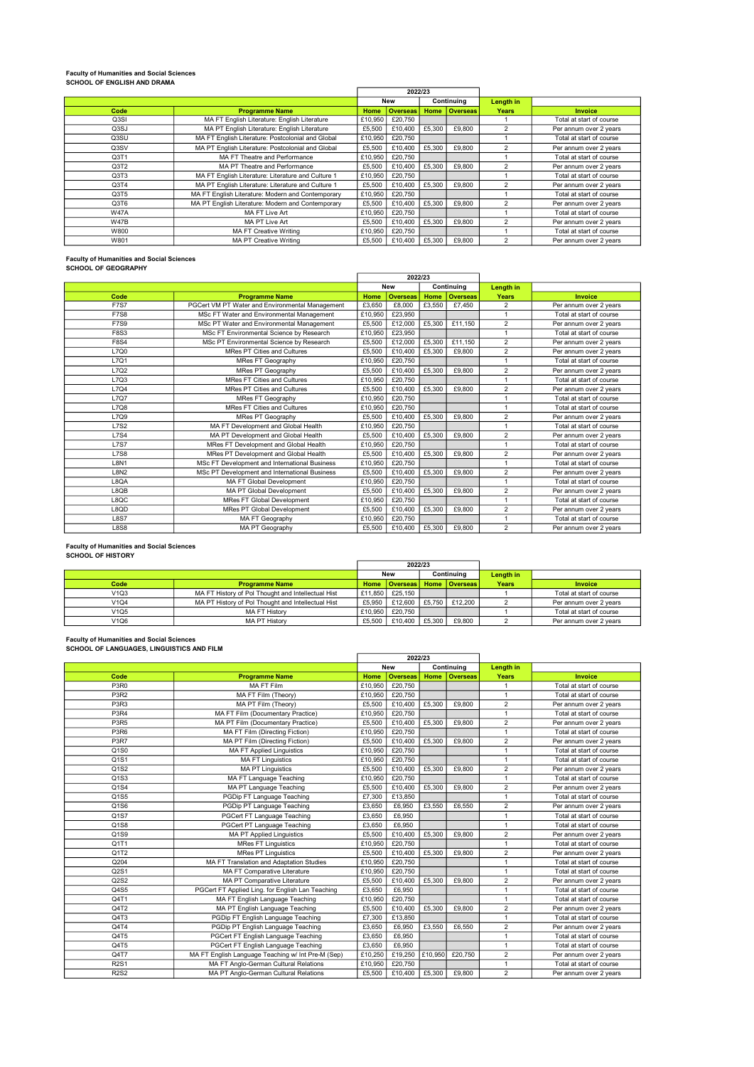**Faculty of Humanities and Social Sciences**
**SCHOOL OF ENGLISH AND DRAMA**

| | | 2022/23 | | | | | |
|---|---|---|---|---|---|---|---|
| | | New | | Continuing | | Length in | |
| Code | Programme Name | Home | Overseas | Home | Overseas | Years | Invoice |
| Q3SI | MA FT English Literature: English Literature | £10,950 | £20,750 | | | 1 | Total at start of course |
| Q3SJ | MA PT English Literature: English Literature | £5,500 | £10,400 | £5,300 | £9,800 | 2 | Per annum over 2 years |
| Q3SU | MA FT English Literature: Postcolonial and Global | £10,950 | £20,750 | | | 1 | Total at start of course |
| Q3SV | MA PT English Literature: Postcolonial and Global | £5,500 | £10,400 | £5,300 | £9,800 | 2 | Per annum over 2 years |
| Q3T1 | MA FT Theatre and Performance | £10,950 | £20,750 | | | 1 | Total at start of course |
| Q3T2 | MA PT Theatre and Performance | £5,500 | £10,400 | £5,300 | £9,800 | 2 | Per annum over 2 years |
| Q3T3 | MA FT English Literature: Literature and Culture 1 | £10,950 | £20,750 | | | 1 | Total at start of course |
| Q3T4 | MA PT English Literature: Literature and Culture 1 | £5,500 | £10,400 | £5,300 | £9,800 | 2 | Per annum over 2 years |
| Q3T5 | MA FT English Literature: Modern and Contemporary | £10,950 | £20,750 | | | 1 | Total at start of course |
| Q3T6 | MA PT English Literature: Modern and Contemporary | £5,500 | £10,400 | £5,300 | £9,800 | 2 | Per annum over 2 years |
| W47A | MA FT Live Art | £10,950 | £20,750 | | | 1 | Total at start of course |
| W47B | MA PT Live Art | £5,500 | £10,400 | £5,300 | £9,800 | 2 | Per annum over 2 years |
| W800 | MA FT Creative Writing | £10,950 | £20,750 | | | 1 | Total at start of course |
| W801 | MA PT Creative Writing | £5,500 | £10,400 | £5,300 | £9,800 | 2 | Per annum over 2 years |

**Faculty of Humanities and Social Sciences**
**SCHOOL OF GEOGRAPHY**

| | | 2022/23 | | | | | |
|---|---|---|---|---|---|---|---|
| | | New | | Continuing | | Length in | |
| Code | Programme Name | Home | Overseas | Home | Overseas | Years | Invoice |
| F7S7 | PGCert VM PT Water and Environmental Management | £3,650 | £8,000 | £3,550 | £7,450 | 2 | Per annum over 2 years |
| F7S8 | MSc FT Water and Environmental Management | £10,950 | £23,950 | | | 1 | Total at start of course |
| F7S9 | MSc PT Water and Environmental Management | £5,500 | £12,000 | £5,300 | £11,150 | 2 | Per annum over 2 years |
| F8S3 | MSc FT Environmental Science by Research | £10,950 | £23,950 | | | 1 | Total at start of course |
| F8S4 | MSc PT Environmental Science by Research | £5,500 | £12,000 | £5,300 | £11,150 | 2 | Per annum over 2 years |
| L7Q0 | MRes PT Cities and Cultures | £5,500 | £10,400 | £5,300 | £9,800 | 2 | Per annum over 2 years |
| L7Q1 | MRes FT Geography | £10,950 | £20,750 | | | 1 | Total at start of course |
| L7Q2 | MRes PT Geography | £5,500 | £10,400 | £5,300 | £9,800 | 2 | Per annum over 2 years |
| L7Q3 | MRes FT Cities and Cultures | £10,950 | £20,750 | | | 1 | Total at start of course |
| L7Q4 | MRes PT Cities and Cultures | £5,500 | £10,400 | £5,300 | £9,800 | 2 | Per annum over 2 years |
| L7Q7 | MRes FT Geography | £10,950 | £20,750 | | | 1 | Total at start of course |
| L7Q8 | MRes FT Cities and Cultures | £10,950 | £20,750 | | | 1 | Total at start of course |
| L7Q9 | MRes PT Geography | £5,500 | £10,400 | £5,300 | £9,800 | 2 | Per annum over 2 years |
| L7S2 | MA FT Development and Global Health | £10,950 | £20,750 | | | 1 | Total at start of course |
| L7S4 | MA PT Development and Global Health | £5,500 | £10,400 | £5,300 | £9,800 | 2 | Per annum over 2 years |
| L7S7 | MRes FT Development and Global Health | £10,950 | £20,750 | | | 1 | Total at start of course |
| L7S8 | MRes PT Development and Global Health | £5,500 | £10,400 | £5,300 | £9,800 | 2 | Per annum over 2 years |
| L8N1 | MSc FT Development and International Business | £10,950 | £20,750 | | | 1 | Total at start of course |
| L8N2 | MSc PT Development and International Business | £5,500 | £10,400 | £5,300 | £9,800 | 2 | Per annum over 2 years |
| L8QA | MA FT Global Development | £10,950 | £20,750 | | | 1 | Total at start of course |
| L8QB | MA PT Global Development | £5,500 | £10,400 | £5,300 | £9,800 | 2 | Per annum over 2 years |
| L8QC | MRes FT Global Development | £10,950 | £20,750 | | | 1 | Total at start of course |
| L8QD | MRes PT Global Development | £5,500 | £10,400 | £5,300 | £9,800 | 2 | Per annum over 2 years |
| L8S7 | MA FT Geography | £10,950 | £20,750 | | | 1 | Total at start of course |
| L8S8 | MA PT Geography | £5,500 | £10,400 | £5,300 | £9,800 | 2 | Per annum over 2 years |

**Faculty of Humanities and Social Sciences**
**SCHOOL OF HISTORY**

| | | 2022/23 | | | | | |
|---|---|---|---|---|---|---|---|
| | | New | | Continuing | | Length in | |
| Code | Programme Name | Home | Overseas | Home | Overseas | Years | Invoice |
| V1Q3 | MA FT History of Pol Thought and Intellectual Hist | £11,850 | £25,150 | | | 1 | Total at start of course |
| V1Q4 | MA PT History of Pol Thought and Intellectual Hist | £5,950 | £12,600 | £5,750 | £12,200 | 2 | Per annum over 2 years |
| V1Q5 | MA FT History | £10,950 | £20,750 | | | 1 | Total at start of course |
| V1Q6 | MA PT History | £5,500 | £10,400 | £5,300 | £9,800 | 2 | Per annum over 2 years |

**Faculty of Humanities and Social Sciences**
**SCHOOL OF LANGUAGES, LINGUISTICS AND FILM**

| | | 2022/23 | | | | | |
|---|---|---|---|---|---|---|---|
| | | New | | Continuing | | Length in | |
| Code | Programme Name | Home | Overseas | Home | Overseas | Years | Invoice |
| P3R0 | MA FT Film | £10,950 | £20,750 | | | 1 | Total at start of course |
| P3R2 | MA FT Film (Theory) | £10,950 | £20,750 | | | 1 | Total at start of course |
| P3R3 | MA PT Film (Theory) | £5,500 | £10,400 | £5,300 | £9,800 | 2 | Per annum over 2 years |
| P3R4 | MA FT Film (Documentary Practice) | £10,950 | £20,750 | | | 1 | Total at start of course |
| P3R5 | MA PT Film (Documentary Practice) | £5,500 | £10,400 | £5,300 | £9,800 | 2 | Per annum over 2 years |
| P3R6 | MA FT Film (Directing Fiction) | £10,950 | £20,750 | | | 1 | Total at start of course |
| P3R7 | MA PT Film (Directing Fiction) | £5,500 | £10,400 | £5,300 | £9,800 | 2 | Per annum over 2 years |
| Q1S0 | MA FT Applied Linguistics | £10,950 | £20,750 | | | 1 | Total at start of course |
| Q1S1 | MA FT Linguistics | £10,950 | £20,750 | | | 1 | Total at start of course |
| Q1S2 | MA PT Linguistics | £5,500 | £10,400 | £5,300 | £9,800 | 2 | Per annum over 2 years |
| Q1S3 | MA FT Language Teaching | £10,950 | £20,750 | | | 1 | Total at start of course |
| Q1S4 | MA PT Language Teaching | £5,500 | £10,400 | £5,300 | £9,800 | 2 | Per annum over 2 years |
| Q1S5 | PGDip FT Language Teaching | £7,300 | £13,850 | | | 1 | Total at start of course |
| Q1S6 | PGDip PT Language Teaching | £3,650 | £6,950 | £3,550 | £6,550 | 2 | Per annum over 2 years |
| Q1S7 | PGCert FT Language Teaching | £3,650 | £6,950 | | | 1 | Total at start of course |
| Q1S8 | PGCert PT Language Teaching | £3,650 | £6,950 | | | 1 | Total at start of course |
| Q1S9 | MA PT Applied Linguistics | £5,500 | £10,400 | £5,300 | £9,800 | 2 | Per annum over 2 years |
| Q1T1 | MRes FT Linguistics | £10,950 | £20,750 | | | 1 | Total at start of course |
| Q1T2 | MRes PT Linguistics | £5,500 | £10,400 | £5,300 | £9,800 | 2 | Per annum over 2 years |
| Q204 | MA FT Translation and Adaptation Studies | £10,950 | £20,750 | | | 1 | Total at start of course |
| Q2S1 | MA FT Comparative Literature | £10,950 | £20,750 | | | 1 | Total at start of course |
| Q2S2 | MA PT Comparative Literature | £5,500 | £10,400 | £5,300 | £9,800 | 2 | Per annum over 2 years |
| Q4S5 | PGCert FT Applied Ling. for English Lan Teaching | £3,650 | £6,950 | | | 1 | Total at start of course |
| Q4T1 | MA FT English Language Teaching | £10,950 | £20,750 | | | 1 | Total at start of course |
| Q4T2 | MA PT English Language Teaching | £5,500 | £10,400 | £5,300 | £9,800 | 2 | Per annum over 2 years |
| Q4T3 | PGDip FT English Language Teaching | £7,300 | £13,850 | | | 1 | Total at start of course |
| Q4T4 | PGDip PT English Language Teaching | £3,650 | £6,950 | £3,550 | £6,550 | 2 | Per annum over 2 years |
| Q4T5 | PGCert FT English Language Teaching | £3,650 | £6,950 | | | 1 | Total at start of course |
| Q4T5 | PGCert PT English Language Teaching | £3,650 | £6,950 | | | 1 | Total at start of course |
| Q4T7 | MA FT English Language Teaching w/ Int Pre-M (Sep) | £10,250 | £19,250 | £10,950 | £20,750 | 2 | Per annum over 2 years |
| R2S1 | MA FT Anglo-German Cultural Relations | £10,950 | £20,750 | | | 1 | Total at start of course |
| R2S2 | MA PT Anglo-German Cultural Relations | £5,500 | £10,400 | £5,300 | £9,800 | 2 | Per annum over 2 years |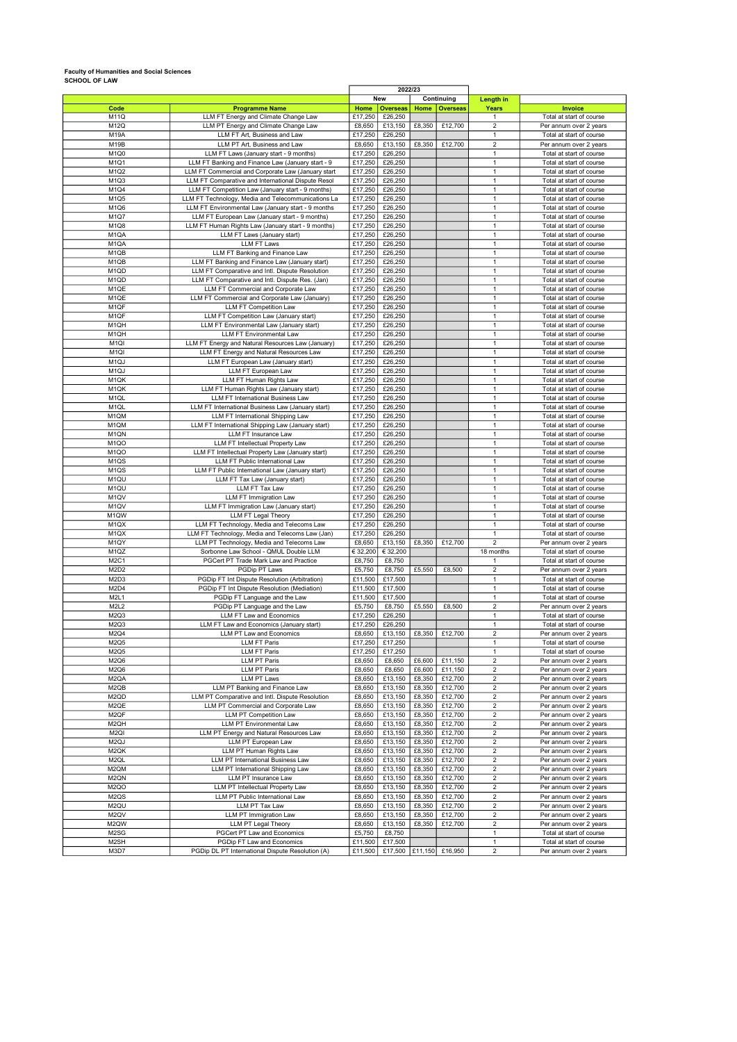**Faculty of Humanities and Social Sciences**
**SCHOOL OF LAW**

| Code | Programme Name | 2022/23 | | | | Length in Years | Invoice |
|---|---|---|---|---|---|---|---|
| | | New | | Continuing | | | |
| | | Home | Overseas | Home | Overseas | | |
| M11Q | LLM FT Energy and Climate Change Law | £17,250 | £26,250 | | | 1 | Total at start of course |
| M12Q | LLM PT Energy and Climate Change Law | £8,650 | £13,150 | £8,350 | £12,700 | 2 | Per annum over 2 years |
| M19A | LLM FT Art, Business and Law | £17,250 | £26,250 | | | 1 | Total at start of course |
| M19B | LLM PT Art, Business and Law | £8,650 | £13,150 | £8,350 | £12,700 | 2 | Per annum over 2 years |
| M1Q0 | LLM FT Laws (January start - 9 months) | £17,250 | £26,250 | | | 1 | Total at start of course |
| M1Q1 | LLM FT Banking and Finance Law (January start - 9 | £17,250 | £26,250 | | | 1 | Total at start of course |
| M1Q2 | LLM FT Commercial and Corporate Law (January start | £17,250 | £26,250 | | | 1 | Total at start of course |
| M1Q3 | LLM FT Comparative and International Dispute Resol | £17,250 | £26,250 | | | 1 | Total at start of course |
| M1Q4 | LLM FT Competition Law (January start - 9 months) | £17,250 | £26,250 | | | 1 | Total at start of course |
| M1Q5 | LLM FT Technology, Media and Telecommunications La | £17,250 | £26,250 | | | 1 | Total at start of course |
| M1Q6 | LLM FT Environmental Law (January start - 9 months | £17,250 | £26,250 | | | 1 | Total at start of course |
| M1Q7 | LLM FT European Law (January start - 9 months) | £17,250 | £26,250 | | | 1 | Total at start of course |
| M1Q8 | LLM FT Human Rights Law (January start - 9 months) | £17,250 | £26,250 | | | 1 | Total at start of course |
| M1QA | LLM FT Laws (January start) | £17,250 | £26,250 | | | 1 | Total at start of course |
| M1QA | LLM FT Laws | £17,250 | £26,250 | | | 1 | Total at start of course |
| M1QB | LLM FT Banking and Finance Law | £17,250 | £26,250 | | | 1 | Total at start of course |
| M1QB | LLM FT Banking and Finance Law (January start) | £17,250 | £26,250 | | | 1 | Total at start of course |
| M1QD | LLM FT Comparative and Intl. Dispute Resolution | £17,250 | £26,250 | | | 1 | Total at start of course |
| M1QD | LLM FT Comparative and Intl. Dispute Res. (Jan) | £17,250 | £26,250 | | | 1 | Total at start of course |
| M1QE | LLM FT Commercial and Corporate Law | £17,250 | £26,250 | | | 1 | Total at start of course |
| M1QE | LLM FT Commercial and Corporate Law (January) | £17,250 | £26,250 | | | 1 | Total at start of course |
| M1QF | LLM FT Competition Law | £17,250 | £26,250 | | | 1 | Total at start of course |
| M1QF | LLM FT Competition Law (January start) | £17,250 | £26,250 | | | 1 | Total at start of course |
| M1QH | LLM FT Environmental Law (January start) | £17,250 | £26,250 | | | 1 | Total at start of course |
| M1QH | LLM FT Environmental Law | £17,250 | £26,250 | | | 1 | Total at start of course |
| M1QI | LLM FT Energy and Natural Resources Law (January) | £17,250 | £26,250 | | | 1 | Total at start of course |
| M1QI | LLM FT Energy and Natural Resources Law | £17,250 | £26,250 | | | 1 | Total at start of course |
| M1QJ | LLM FT European Law (January start) | £17,250 | £26,250 | | | 1 | Total at start of course |
| M1QJ | LLM FT European Law | £17,250 | £26,250 | | | 1 | Total at start of course |
| M1QK | LLM FT Human Rights Law | £17,250 | £26,250 | | | 1 | Total at start of course |
| M1QK | LLM FT Human Rights Law (January start) | £17,250 | £26,250 | | | 1 | Total at start of course |
| M1QL | LLM FT International Business Law | £17,250 | £26,250 | | | 1 | Total at start of course |
| M1QL | LLM FT International Business Law (January start) | £17,250 | £26,250 | | | 1 | Total at start of course |
| M1QM | LLM FT International Shipping Law | £17,250 | £26,250 | | | 1 | Total at start of course |
| M1QM | LLM FT International Shipping Law (January start) | £17,250 | £26,250 | | | 1 | Total at start of course |
| M1QN | LLM FT Insurance Law | £17,250 | £26,250 | | | 1 | Total at start of course |
| M1QO | LLM FT Intellectual Property Law | £17,250 | £26,250 | | | 1 | Total at start of course |
| M1QO | LLM FT Intellectual Property Law (January start) | £17,250 | £26,250 | | | 1 | Total at start of course |
| M1QS | LLM FT Public International Law | £17,250 | £26,250 | | | 1 | Total at start of course |
| M1QS | LLM FT Public International Law (January start) | £17,250 | £26,250 | | | 1 | Total at start of course |
| M1QU | LLM FT Tax Law (January start) | £17,250 | £26,250 | | | 1 | Total at start of course |
| M1QU | LLM FT Tax Law | £17,250 | £26,250 | | | 1 | Total at start of course |
| M1QV | LLM FT Immigration Law | £17,250 | £26,250 | | | 1 | Total at start of course |
| M1QV | LLM FT Immigration Law (January start) | £17,250 | £26,250 | | | 1 | Total at start of course |
| M1QW | LLM FT Legal Theory | £17,250 | £26,250 | | | 1 | Total at start of course |
| M1QX | LLM FT Technology, Media and Telecoms Law | £17,250 | £26,250 | | | 1 | Total at start of course |
| M1QX | LLM FT Technology, Media and Telecoms Law (Jan) | £17,250 | £26,250 | | | 1 | Total at start of course |
| M1QY | LLM PT Technology, Media and Telecoms Law | £8,650 | £13,150 | £8,350 | £12,700 | 2 | Per annum over 2 years |
| M1QZ | Sorbonne Law School - QMUL Double LLM | € 32,200 | € 32,200 | | | 18 months | Total at start of course |
| M2C1 | PGCert PT Trade Mark Law and Practice | £8,750 | £8,750 | | | 1 | Total at start of course |
| M2D2 | PGDip PT Laws | £5,750 | £8,750 | £5,550 | £8,500 | 2 | Per annum over 2 years |
| M2D3 | PGDip FT Int Dispute Resolution (Arbitration) | £11,500 | £17,500 | | | 1 | Total at start of course |
| M2D4 | PGDip FT Int Dispute Resolution (Mediation) | £11,500 | £17,500 | | | 1 | Total at start of course |
| M2L1 | PGDip FT Language and the Law | £11,500 | £17,500 | | | 1 | Total at start of course |
| M2L2 | PGDip PT Language and the Law | £5,750 | £8,750 | £5,550 | £8,500 | 2 | Per annum over 2 years |
| M2Q3 | LLM FT Law and Economics | £17,250 | £26,250 | | | 1 | Total at start of course |
| M2Q3 | LLM FT Law and Economics (January start) | £17,250 | £26,250 | | | 1 | Total at start of course |
| M2Q4 | LLM PT Law and Economics | £8,650 | £13,150 | £8,350 | £12,700 | 2 | Per annum over 2 years |
| M2Q5 | LLM FT Paris | £17,250 | £17,250 | | | 1 | Total at start of course |
| M2Q5 | LLM FT Paris | £17,250 | £17,250 | | | 1 | Total at start of course |
| M2Q6 | LLM PT Paris | £8,650 | £8,650 | £6,600 | £11,150 | 2 | Per annum over 2 years |
| M2Q6 | LLM PT Paris | £8,650 | £8,650 | £6,600 | £11,150 | 2 | Per annum over 2 years |
| M2QA | LLM PT Laws | £8,650 | £13,150 | £8,350 | £12,700 | 2 | Per annum over 2 years |
| M2QB | LLM PT Banking and Finance Law | £8,650 | £13,150 | £8,350 | £12,700 | 2 | Per annum over 2 years |
| M2QD | LLM PT Comparative and Intl. Dispute Resolution | £8,650 | £13,150 | £8,350 | £12,700 | 2 | Per annum over 2 years |
| M2QE | LLM PT Commercial and Corporate Law | £8,650 | £13,150 | £8,350 | £12,700 | 2 | Per annum over 2 years |
| M2QF | LLM PT Competition Law | £8,650 | £13,150 | £8,350 | £12,700 | 2 | Per annum over 2 years |
| M2QH | LLM PT Environmental Law | £8,650 | £13,150 | £8,350 | £12,700 | 2 | Per annum over 2 years |
| M2QI | LLM PT Energy and Natural Resources Law | £8,650 | £13,150 | £8,350 | £12,700 | 2 | Per annum over 2 years |
| M2QJ | LLM PT European Law | £8,650 | £13,150 | £8,350 | £12,700 | 2 | Per annum over 2 years |
| M2QK | LLM PT Human Rights Law | £8,650 | £13,150 | £8,350 | £12,700 | 2 | Per annum over 2 years |
| M2QL | LLM PT International Business Law | £8,650 | £13,150 | £8,350 | £12,700 | 2 | Per annum over 2 years |
| M2QM | LLM PT International Shipping Law | £8,650 | £13,150 | £8,350 | £12,700 | 2 | Per annum over 2 years |
| M2QN | LLM PT Insurance Law | £8,650 | £13,150 | £8,350 | £12,700 | 2 | Per annum over 2 years |
| M2QO | LLM PT Intellectual Property Law | £8,650 | £13,150 | £8,350 | £12,700 | 2 | Per annum over 2 years |
| M2QS | LLM PT Public International Law | £8,650 | £13,150 | £8,350 | £12,700 | 2 | Per annum over 2 years |
| M2QU | LLM PT Tax Law | £8,650 | £13,150 | £8,350 | £12,700 | 2 | Per annum over 2 years |
| M2QV | LLM PT Immigration Law | £8,650 | £13,150 | £8,350 | £12,700 | 2 | Per annum over 2 years |
| M2QW | LLM PT Legal Theory | £8,650 | £13,150 | £8,350 | £12,700 | 2 | Per annum over 2 years |
| M2SG | PGCert PT Law and Economics | £5,750 | £8,750 | | | 1 | Total at start of course |
| M2SH | PGDip FT Law and Economics | £11,500 | £17,500 | | | 1 | Total at start of course |
| M3D7 | PGDip DL PT International Dispute Resolution (A) | £11,500 | £17,500 | £11,150 | £16,950 | 2 | Per annum over 2 years |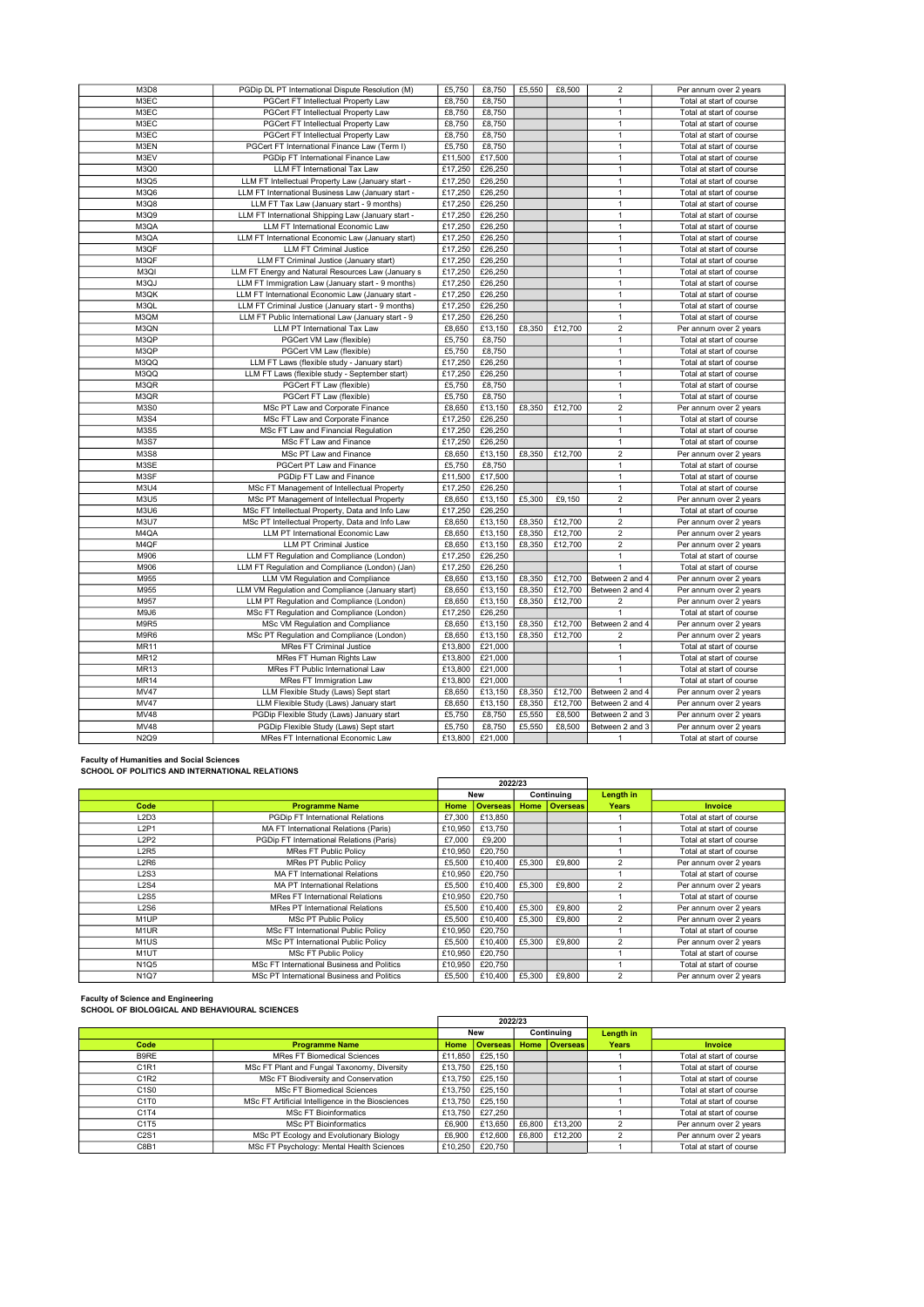| M3D8 | PGDip DL PT International Dispute Resolution (M) | £5,750 | £8,750 | £5,550 | £8,500 | 2 | Per annum over 2 years |
|---|---|---|---|---|---|---|---|
| M3EC | PGCert FT Intellectual Property Law | £8,750 | £8,750 | | | 1 | Total at start of course |
| M3EC | PGCert FT Intellectual Property Law | £8,750 | £8,750 | | | 1 | Total at start of course |
| M3EC | PGCert FT Intellectual Property Law | £8,750 | £8,750 | | | 1 | Total at start of course |
| M3EC | PGCert FT Intellectual Property Law | £8,750 | £8,750 | | | 1 | Total at start of course |
| M3EN | PGCert FT International Finance Law (Term I) | £5,750 | £8,750 | | | 1 | Total at start of course |
| M3EV | PGDip FT International Finance Law | £11,500 | £17,500 | | | 1 | Total at start of course |
| M3Q0 | LLM FT International Tax Law | £17,250 | £26,250 | | | 1 | Total at start of course |
| M3Q5 | LLM FT Intellectual Property Law (January start - | £17,250 | £26,250 | | | 1 | Total at start of course |
| M3Q6 | LLM FT International Business Law (January start - | £17,250 | £26,250 | | | 1 | Total at start of course |
| M3Q8 | LLM FT Tax Law (January start - 9 months) | £17,250 | £26,250 | | | 1 | Total at start of course |
| M3Q9 | LLM FT International Shipping Law (January start - | £17,250 | £26,250 | | | 1 | Total at start of course |
| M3QA | LLM FT International Economic Law | £17,250 | £26,250 | | | 1 | Total at start of course |
| M3QA | LLM FT International Economic Law (January start) | £17,250 | £26,250 | | | 1 | Total at start of course |
| M3QF | LLM FT Criminal Justice | £17,250 | £26,250 | | | 1 | Total at start of course |
| M3QF | LLM FT Criminal Justice (January start) | £17,250 | £26,250 | | | 1 | Total at start of course |
| M3QI | LLM FT Energy and Natural Resources Law (January s | £17,250 | £26,250 | | | 1 | Total at start of course |
| M3QJ | LLM FT Immigration Law (January start - 9 months) | £17,250 | £26,250 | | | 1 | Total at start of course |
| M3QK | LLM FT International Economic Law (January start - | £17,250 | £26,250 | | | 1 | Total at start of course |
| M3QL | LLM FT Criminal Justice (January start - 9 months) | £17,250 | £26,250 | | | 1 | Total at start of course |
| M3QM | LLM FT Public International Law (January start - 9 | £17,250 | £26,250 | | | 1 | Total at start of course |
| M3QN | LLM PT International Tax Law | £8,650 | £13,150 | £8,350 | £12,700 | 2 | Per annum over 2 years |
| M3QP | PGCert VM Law (flexible) | £5,750 | £8,750 | | | 1 | Total at start of course |
| M3QP | PGCert VM Law (flexible) | £5,750 | £8,750 | | | 1 | Total at start of course |
| M3QQ | LLM FT Laws (flexible study - January start) | £17,250 | £26,250 | | | 1 | Total at start of course |
| M3QQ | LLM FT Laws (flexible study - September start) | £17,250 | £26,250 | | | 1 | Total at start of course |
| M3QR | PGCert FT Law (flexible) | £5,750 | £8,750 | | | 1 | Total at start of course |
| M3QR | PGCert FT Law (flexible) | £5,750 | £8,750 | | | 1 | Total at start of course |
| M3S0 | MSc PT Law and Corporate Finance | £8,650 | £13,150 | £8,350 | £12,700 | 2 | Per annum over 2 years |
| M3S4 | MSc FT Law and Corporate Finance | £17,250 | £26,250 | | | 1 | Total at start of course |
| M3S5 | MSc FT Law and Financial Regulation | £17,250 | £26,250 | | | 1 | Total at start of course |
| M3S7 | MSc FT Law and Finance | £17,250 | £26,250 | | | 1 | Total at start of course |
| M3S8 | MSc PT Law and Finance | £8,650 | £13,150 | £8,350 | £12,700 | 2 | Per annum over 2 years |
| M3SE | PGCert PT Law and Finance | £5,750 | £8,750 | | | 1 | Total at start of course |
| M3SF | PGDip FT Law and Finance | £11,500 | £17,500 | | | 1 | Total at start of course |
| M3U4 | MSc FT Management of Intellectual Property | £17,250 | £26,250 | | | 1 | Total at start of course |
| M3U5 | MSc PT Management of Intellectual Property | £8,650 | £13,150 | £5,300 | £9,150 | 2 | Per annum over 2 years |
| M3U6 | MSc FT Intellectual Property, Data and Info Law | £17,250 | £26,250 | | | 1 | Total at start of course |
| M3U7 | MSc PT Intellectual Property, Data and Info Law | £8,650 | £13,150 | £8,350 | £12,700 | 2 | Per annum over 2 years |
| M4QA | LLM PT International Economic Law | £8,650 | £13,150 | £8,350 | £12,700 | 2 | Per annum over 2 years |
| M4QF | LLM PT Criminal Justice | £8,650 | £13,150 | £8,350 | £12,700 | 2 | Per annum over 2 years |
| M906 | LLM FT Regulation and Compliance (London) | £17,250 | £26,250 | | | 1 | Total at start of course |
| M906 | LLM FT Regulation and Compliance (London) (Jan) | £17,250 | £26,250 | | | 1 | Total at start of course |
| M955 | LLM VM Regulation and Compliance | £8,650 | £13,150 | £8,350 | £12,700 | Between 2 and 4 | Per annum over 2 years |
| M955 | LLM VM Regulation and Compliance (January start) | £8,650 | £13,150 | £8,350 | £12,700 | Between 2 and 4 | Per annum over 2 years |
| M957 | LLM PT Regulation and Compliance (London) | £8,650 | £13,150 | £8,350 | £12,700 | 2 | Per annum over 2 years |
| M9J6 | MSc FT Regulation and Compliance (London) | £17,250 | £26,250 | | | 1 | Total at start of course |
| M9R5 | MSc VM Regulation and Compliance | £8,650 | £13,150 | £8,350 | £12,700 | Between 2 and 4 | Per annum over 2 years |
| M9R6 | MSc PT Regulation and Compliance (London) | £8,650 | £13,150 | £8,350 | £12,700 | 2 | Per annum over 2 years |
| MR11 | MRes FT Criminal Justice | £13,800 | £21,000 | | | 1 | Total at start of course |
| MR12 | MRes FT Human Rights Law | £13,800 | £21,000 | | | 1 | Total at start of course |
| MR13 | MRes FT Public International Law | £13,800 | £21,000 | | | 1 | Total at start of course |
| MR14 | MRes FT Immigration Law | £13,800 | £21,000 | | | 1 | Total at start of course |
| MV47 | LLM Flexible Study (Laws) Sept start | £8,650 | £13,150 | £8,350 | £12,700 | Between 2 and 4 | Per annum over 2 years |
| MV47 | LLM Flexible Study (Laws) January start | £8,650 | £13,150 | £8,350 | £12,700 | Between 2 and 4 | Per annum over 2 years |
| MV48 | PGDip Flexible Study (Laws) January start | £5,750 | £8,750 | £5,550 | £8,500 | Between 2 and 3 | Per annum over 2 years |
| MV48 | PGDip Flexible Study (Laws) Sept start | £5,750 | £8,750 | £5,550 | £8,500 | Between 2 and 3 | Per annum over 2 years |
| N2Q9 | MRes FT International Economic Law | £13,800 | £21,000 | | | 1 | Total at start of course |

**Faculty of Humanities and Social Sciences**
**SCHOOL OF POLITICS AND INTERNATIONAL RELATIONS**

| | | 2022/23 | | | | | |
|---|---|---|---|---|---|---|---|
| | | New | | Continuing | | Length in | |
| Code | Programme Name | Home | Overseas | Home | Overseas | Years | Invoice |
| L2D3 | PGDip FT International Relations | £7,300 | £13,850 | | | 1 | Total at start of course |
| L2P1 | MA FT International Relations (Paris) | £10,950 | £13,750 | | | 1 | Total at start of course |
| L2P2 | PGDip FT International Relations (Paris) | £7,000 | £9,200 | | | 1 | Total at start of course |
| L2R5 | MRes FT Public Policy | £10,950 | £20,750 | | | 1 | Total at start of course |
| L2R6 | MRes PT Public Policy | £5,500 | £10,400 | £5,300 | £9,800 | 2 | Per annum over 2 years |
| L2S3 | MA FT International Relations | £10,950 | £20,750 | | | 1 | Total at start of course |
| L2S4 | MA PT International Relations | £5,500 | £10,400 | £5,300 | £9,800 | 2 | Per annum over 2 years |
| L2S5 | MRes FT International Relations | £10,950 | £20,750 | | | 1 | Total at start of course |
| L2S6 | MRes PT International Relations | £5,500 | £10,400 | £5,300 | £9,800 | 2 | Per annum over 2 years |
| M1UP | MSc PT Public Policy | £5,500 | £10,400 | £5,300 | £9,800 | 2 | Per annum over 2 years |
| M1UR | MSc FT International Public Policy | £10,950 | £20,750 | | | 1 | Total at start of course |
| M1US | MSc PT International Public Policy | £5,500 | £10,400 | £5,300 | £9,800 | 2 | Per annum over 2 years |
| M1UT | MSc FT Public Policy | £10,950 | £20,750 | | | 1 | Total at start of course |
| N1Q5 | MSc FT International Business and Politics | £10,950 | £20,750 | | | 1 | Total at start of course |
| N1Q7 | MSc PT International Business and Politics | £5,500 | £10,400 | £5,300 | £9,800 | 2 | Per annum over 2 years |

**Faculty of Science and Engineering**
**SCHOOL OF BIOLOGICAL AND BEHAVIOURAL SCIENCES**

| | | 2022/23 | | | | | |
|---|---|---|---|---|---|---|---|
| | | New | | Continuing | | Length in | |
| Code | Programme Name | Home | Overseas | Home | Overseas | Years | Invoice |
| B9RE | MRes FT Biomedical Sciences | £11,850 | £25,150 | | | 1 | Total at start of course |
| C1R1 | MSc FT Plant and Fungal Taxonomy, Diversity | £13,750 | £25,150 | | | 1 | Total at start of course |
| C1R2 | MSc FT Biodiversity and Conservation | £13,750 | £25,150 | | | 1 | Total at start of course |
| C1S0 | MSc FT Biomedical Sciences | £13,750 | £25,150 | | | 1 | Total at start of course |
| C1T0 | MSc FT Artificial Intelligence in the Biosciences | £13,750 | £25,150 | | | 1 | Total at start of course |
| C1T4 | MSc FT Bioinformatics | £13,750 | £27,250 | | | 1 | Total at start of course |
| C1T5 | MSc PT Bioinformatics | £6,900 | £13,650 | £6,800 | £13,200 | 2 | Per annum over 2 years |
| C2S1 | MSc PT Ecology and Evolutionary Biology | £6,900 | £12,600 | £6,800 | £12,200 | 2 | Per annum over 2 years |
| C8B1 | MSc FT Psychology: Mental Health Sciences | £10,250 | £20,750 | | | 1 | Total at start of course |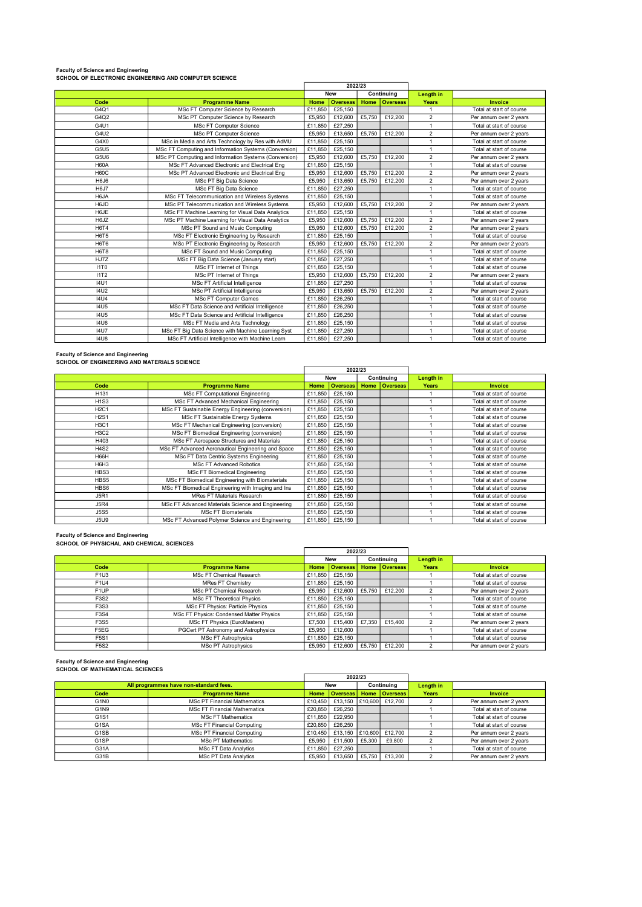**Faculty of Science and Engineering**
**SCHOOL OF ELECTRONIC ENGINEERING AND COMPUTER SCIENCE**

| | | 2022/23 | | | | | |
|---|---|---|---|---|---|---|---|
| | | New | | Continuing | | Length in | |
| Code | Programme Name | Home | Overseas | Home | Overseas | Years | Invoice |
| G4Q1 | MSc FT Computer Science by Research | £11,850 | £25,150 | | | 1 | Total at start of course |
| G4Q2 | MSc PT Computer Science by Research | £5,950 | £12,600 | £5,750 | £12,200 | 2 | Per annum over 2 years |
| G4U1 | MSc FT Computer Science | £11,850 | £27,250 | | | 1 | Total at start of course |
| G4U2 | MSc PT Computer Science | £5,950 | £13,650 | £5,750 | £12,200 | 2 | Per annum over 2 years |
| G4X0 | MSc in Media and Arts Technology by Res with AdMU | £11,850 | £25,150 | | | 1 | Total at start of course |
| G5U5 | MSc FT Computing and Information Systems (Conversion) | £11,850 | £25,150 | | | 1 | Total at start of course |
| G5U6 | MSc PT Computing and Information Systems (Conversion) | £5,950 | £12,600 | £5,750 | £12,200 | 2 | Per annum over 2 years |
| H60A | MSc FT Advanced Electronic and Electrical Eng | £11,850 | £25,150 | | | 1 | Total at start of course |
| H60C | MSc PT Advanced Electronic and Electrical Eng | £5,950 | £12,600 | £5,750 | £12,200 | 2 | Per annum over 2 years |
| H6J6 | MSc PT Big Data Science | £5,950 | £13,650 | £5,750 | £12,200 | 2 | Per annum over 2 years |
| H6J7 | MSc FT Big Data Science | £11,850 | £27,250 | | | 1 | Total at start of course |
| H6JA | MSc FT Telecommunication and Wireless Systems | £11,850 | £25,150 | | | 1 | Total at start of course |
| H6JD | MSc PT Telecommunication and Wireless Systems | £5,950 | £12,600 | £5,750 | £12,200 | 2 | Per annum over 2 years |
| H6JE | MSc FT Machine Learning for Visual Data Analytics | £11,850 | £25,150 | | | 1 | Total at start of course |
| H6JZ | MSc PT Machine Learning for Visual Data Analytics | £5,950 | £12,600 | £5,750 | £12,200 | 2 | Per annum over 2 years |
| H6T4 | MSc PT Sound and Music Computing | £5,950 | £12,600 | £5,750 | £12,200 | 2 | Per annum over 2 years |
| H6T5 | MSc FT Electronic Engineering by Research | £11,850 | £25,150 | | | 1 | Total at start of course |
| H6T6 | MSc PT Electronic Engineering by Research | £5,950 | £12,600 | £5,750 | £12,200 | 2 | Per annum over 2 years |
| H6T8 | MSc FT Sound and Music Computing | £11,850 | £25,150 | | | 1 | Total at start of course |
| HJ7Z | MSc FT Big Data Science (January start) | £11,850 | £27,250 | | | 1 | Total at start of course |
| I1T0 | MSc FT Internet of Things | £11,850 | £25,150 | | | 1 | Total at start of course |
| I1T2 | MSc PT Internet of Things | £5,950 | £12,600 | £5,750 | £12,200 | 2 | Per annum over 2 years |
| I4U1 | MSc FT Artificial Intelligence | £11,850 | £27,250 | | | 1 | Total at start of course |
| I4U2 | MSc PT Artificial Intelligence | £5,950 | £13,650 | £5,750 | £12,200 | 2 | Per annum over 2 years |
| I4U4 | MSc FT Computer Games | £11,850 | £26,250 | | | 1 | Total at start of course |
| I4U5 | MSc FT Data Science and Artificial Intelligence | £11,850 | £26,250 | | | 1 | Total at start of course |
| I4U5 | MSc FT Data Science and Artificial Intelligence | £11,850 | £26,250 | | | 1 | Total at start of course |
| I4U6 | MSc FT Media and Arts Technology | £11,850 | £25,150 | | | 1 | Total at start of course |
| I4U7 | MSc FT Big Data Science with Machine Learning Syst | £11,850 | £27,250 | | | 1 | Total at start of course |
| I4U8 | MSc FT Artificial Intelligence with Machine Learn | £11,850 | £27,250 | | | 1 | Total at start of course |

**Faculty of Science and Engineering**
**SCHOOL OF ENGINEERING AND MATERIALS SCIENCE**

| | | 2022/23 | | | | | |
|---|---|---|---|---|---|---|---|
| | | New | | Continuing | | Length in | |
| Code | Programme Name | Home | Overseas | Home | Overseas | Years | Invoice |
| H131 | MSc FT Computational Engineering | £11,850 | £25,150 | | | 1 | Total at start of course |
| H1S3 | MSc FT Advanced Mechanical Engineering | £11,850 | £25,150 | | | 1 | Total at start of course |
| H2C1 | MSc FT Sustainable Energy Engineering (conversion) | £11,850 | £25,150 | | | 1 | Total at start of course |
| H2S1 | MSc FT Sustainable Energy Systems | £11,850 | £25,150 | | | 1 | Total at start of course |
| H3C1 | MSc FT Mechanical Engineering (conversion) | £11,850 | £25,150 | | | 1 | Total at start of course |
| H3C2 | MSc FT Biomedical Engineering (conversion) | £11,850 | £25,150 | | | 1 | Total at start of course |
| H403 | MSc FT Aerospace Structures and Materials | £11,850 | £25,150 | | | 1 | Total at start of course |
| H4S2 | MSc FT Advanced Aeronautical Engineering and Space | £11,850 | £25,150 | | | 1 | Total at start of course |
| H66H | MSc FT Data Centric Systems Engineering | £11,850 | £25,150 | | | 1 | Total at start of course |
| H6H3 | MSc FT Advanced Robotics | £11,850 | £25,150 | | | 1 | Total at start of course |
| HBS3 | MSc FT Biomedical Engineering | £11,850 | £25,150 | | | 1 | Total at start of course |
| HBS5 | MSc FT Biomedical Engineering with Biomaterials | £11,850 | £25,150 | | | 1 | Total at start of course |
| HBS6 | MSc FT Biomedical Engineering with Imaging and Ins | £11,850 | £25,150 | | | 1 | Total at start of course |
| J5R1 | MRes FT Materials Research | £11,850 | £25,150 | | | 1 | Total at start of course |
| J5R4 | MSc FT Advanced Materials Science and Engineering | £11,850 | £25,150 | | | 1 | Total at start of course |
| J5S5 | MSc FT Biomaterials | £11,850 | £25,150 | | | 1 | Total at start of course |
| J5U9 | MSc FT Advanced Polymer Science and Engineering | £11,850 | £25,150 | | | 1 | Total at start of course |

**Faculty of Science and Engineering**
**SCHOOL OF PHYSICHAL AND CHEMICAL SCIENCES**

| | | 2022/23 | | | | | |
|---|---|---|---|---|---|---|---|
| | | New | | Continuing | | Length in | |
| Code | Programme Name | Home | Overseas | Home | Overseas | Years | Invoice |
| F1U3 | MSc FT Chemical Research | £11,850 | £25,150 | | | 1 | Total at start of course |
| F1U4 | MRes FT Chemistry | £11,850 | £25,150 | | | 1 | Total at start of course |
| F1UP | MSc PT Chemical Research | £5,950 | £12,600 | £5,750 | £12,200 | 2 | Per annum over 2 years |
| F3S2 | MSc FT Theoretical Physics | £11,850 | £25,150 | | | 1 | Total at start of course |
| F3S3 | MSc FT Physics: Particle Physics | £11,850 | £25,150 | | | 1 | Total at start of course |
| F3S4 | MSc FT Physics: Condensed Matter Physics | £11,850 | £25,150 | | | 1 | Total at start of course |
| F3S5 | MSc FT Physics (EuroMasters) | £7,500 | £15,400 | £7,350 | £15,400 | 2 | Per annum over 2 years |
| F5EG | PGCert PT Astronomy and Astrophysics | £5,950 | £12,600 | | | 1 | Total at start of course |
| F5S1 | MSc FT Astrophysics | £11,850 | £25,150 | | | 1 | Total at start of course |
| F5S2 | MSc PT Astrophysics | £5,950 | £12,600 | £5,750 | £12,200 | 2 | Per annum over 2 years |

**Faculty of Science and Engineering**
**SCHOOL OF MATHEMATICAL SCIENCES**

| | | 2022/23 | | | | | |
|---|---|---|---|---|---|---|---|
| All programmes have non-standard fees. | | New | | Continuing | | Length in | |
| Code | Programme Name | Home | Overseas | Home | Overseas | Years | Invoice |
| G1N0 | MSc PT Financial Mathematics | £10,450 | £13,150 | £10,600 | £12,700 | 2 | Per annum over 2 years |
| G1N9 | MSc FT Financial Mathematics | £20,850 | £26,250 | | | 1 | Total at start of course |
| G1S1 | MSc FT Mathematics | £11,850 | £22,950 | | | 1 | Total at start of course |
| G1SA | MSc FT Financial Computing | £20,850 | £26,250 | | | 1 | Total at start of course |
| G1SB | MSc PT Financial Computing | £10,450 | £13,150 | £10,600 | £12,700 | 2 | Per annum over 2 years |
| G1SP | MSc PT Mathematics | £5,950 | £11,500 | £5,300 | £9,800 | 2 | Per annum over 2 years |
| G31A | MSc FT Data Analytics | £11,850 | £27,250 | | | 1 | Total at start of course |
| G31B | MSc PT Data Analytics | £5,950 | £13,650 | £5,750 | £13,200 | 2 | Per annum over 2 years |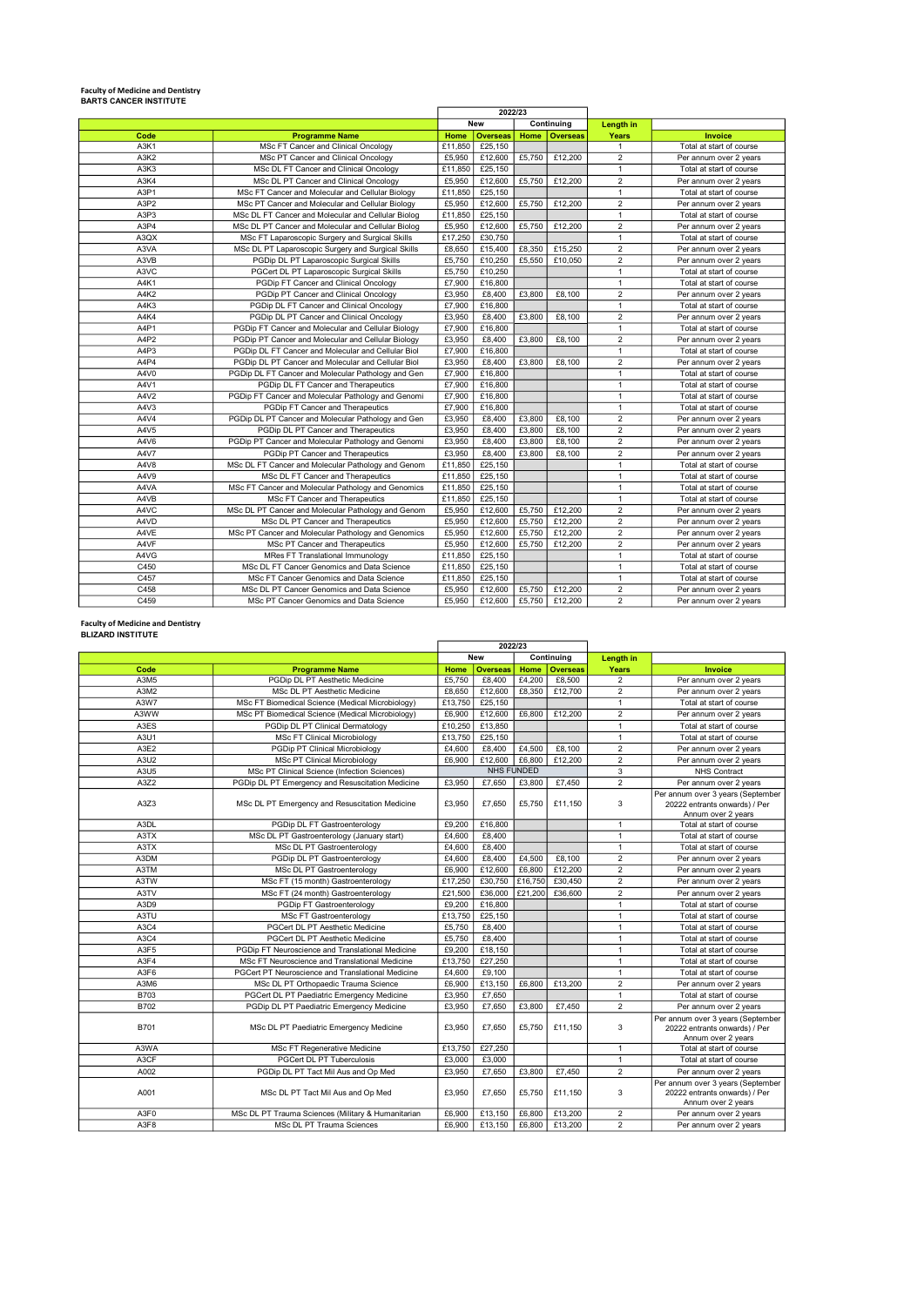**Faculty of Medicine and Dentistry**
**BARTS CANCER INSTITUTE**

| | | 2022/23 | | | | | |
|---|---|---|---|---|---|---|---|
| | | New | | Continuing | | Length in | |
| Code | Programme Name | Home | Overseas | Home | Overseas | Years | Invoice |
| A3K1 | MSc FT Cancer and Clinical Oncology | £11,850 | £25,150 | | | 1 | Total at start of course |
| A3K2 | MSc PT Cancer and Clinical Oncology | £5,950 | £12,600 | £5,750 | £12,200 | 2 | Per annum over 2 years |
| A3K3 | MSc DL FT Cancer and Clinical Oncology | £11,850 | £25,150 | | | 1 | Total at start of course |
| A3K4 | MSc DL PT Cancer and Clinical Oncology | £5,950 | £12,600 | £5,750 | £12,200 | 2 | Per annum over 2 years |
| A3P1 | MSc FT Cancer and Molecular and Cellular Biology | £11,850 | £25,150 | | | 1 | Total at start of course |
| A3P2 | MSc PT Cancer and Molecular and Cellular Biology | £5,950 | £12,600 | £5,750 | £12,200 | 2 | Per annum over 2 years |
| A3P3 | MSc DL FT Cancer and Molecular and Cellular Biolog | £11,850 | £25,150 | | | 1 | Total at start of course |
| A3P4 | MSc DL PT Cancer and Molecular and Cellular Biolog | £5,950 | £12,600 | £5,750 | £12,200 | 2 | Per annum over 2 years |
| A3QX | MSc FT Laparoscopic Surgery and Surgical Skills | £17,250 | £30,750 | | | 1 | Total at start of course |
| A3VA | MSc DL PT Laparoscopic Surgery and Surgical Skills | £8,650 | £15,400 | £8,350 | £15,250 | 2 | Per annum over 2 years |
| A3VB | PGDip DL PT Laparoscopic Surgical Skills | £5,750 | £10,250 | £5,550 | £10,050 | 2 | Per annum over 2 years |
| A3VC | PGCert DL PT Laparoscopic Surgical Skills | £5,750 | £10,250 | | | 1 | Total at start of course |
| A4K1 | PGDip FT Cancer and Clinical Oncology | £7,900 | £16,800 | | | 1 | Total at start of course |
| A4K2 | PGDip PT Cancer and Clinical Oncology | £3,950 | £8,400 | £3,800 | £8,100 | 2 | Per annum over 2 years |
| A4K3 | PGDip DL FT Cancer and Clinical Oncology | £7,900 | £16,800 | | | 1 | Total at start of course |
| A4K4 | PGDip DL PT Cancer and Clinical Oncology | £3,950 | £8,400 | £3,800 | £8,100 | 2 | Per annum over 2 years |
| A4P1 | PGDip FT Cancer and Molecular and Cellular Biology | £7,900 | £16,800 | | | 1 | Total at start of course |
| A4P2 | PGDip PT Cancer and Molecular and Cellular Biology | £3,950 | £8,400 | £3,800 | £8,100 | 2 | Per annum over 2 years |
| A4P3 | PGDip DL FT Cancer and Molecular and Cellular Biol | £7,900 | £16,800 | | | 1 | Total at start of course |
| A4P4 | PGDip DL PT Cancer and Molecular and Cellular Biol | £3,950 | £8,400 | £3,800 | £8,100 | 2 | Per annum over 2 years |
| A4V0 | PGDip DL FT Cancer and Molecular Pathology and Gen | £7,900 | £16,800 | | | 1 | Total at start of course |
| A4V1 | PGDip DL FT Cancer and Therapeutics | £7,900 | £16,800 | | | 1 | Total at start of course |
| A4V2 | PGDip FT Cancer and Molecular Pathology and Genomi | £7,900 | £16,800 | | | 1 | Total at start of course |
| A4V3 | PGDip FT Cancer and Therapeutics | £7,900 | £16,800 | | | 1 | Total at start of course |
| A4V4 | PGDip DL PT Cancer and Molecular Pathology and Gen | £3,950 | £8,400 | £3,800 | £8,100 | 2 | Per annum over 2 years |
| A4V5 | PGDip DL PT Cancer and Therapeutics | £3,950 | £8,400 | £3,800 | £8,100 | 2 | Per annum over 2 years |
| A4V6 | PGDip PT Cancer and Molecular Pathology and Genomi | £3,950 | £8,400 | £3,800 | £8,100 | 2 | Per annum over 2 years |
| A4V7 | PGDip PT Cancer and Therapeutics | £3,950 | £8,400 | £3,800 | £8,100 | 2 | Per annum over 2 years |
| A4V8 | MSc DL FT Cancer and Molecular Pathology and Genom | £11,850 | £25,150 | | | 1 | Total at start of course |
| A4V9 | MSc DL FT Cancer and Therapeutics | £11,850 | £25,150 | | | 1 | Total at start of course |
| A4VA | MSc FT Cancer and Molecular Pathology and Genomics | £11,850 | £25,150 | | | 1 | Total at start of course |
| A4VB | MSc FT Cancer and Therapeutics | £11,850 | £25,150 | | | 1 | Total at start of course |
| A4VC | MSc DL PT Cancer and Molecular Pathology and Genom | £5,950 | £12,600 | £5,750 | £12,200 | 2 | Per annum over 2 years |
| A4VD | MSc DL PT Cancer and Therapeutics | £5,950 | £12,600 | £5,750 | £12,200 | 2 | Per annum over 2 years |
| A4VE | MSc PT Cancer and Molecular Pathology and Genomics | £5,950 | £12,600 | £5,750 | £12,200 | 2 | Per annum over 2 years |
| A4VF | MSc PT Cancer and Therapeutics | £5,950 | £12,600 | £5,750 | £12,200 | 2 | Per annum over 2 years |
| A4VG | MRes FT Translational Immunology | £11,850 | £25,150 | | | 1 | Total at start of course |
| C450 | MSc DL FT Cancer Genomics and Data Science | £11,850 | £25,150 | | | 1 | Total at start of course |
| C457 | MSc FT Cancer Genomics and Data Science | £11,850 | £25,150 | | | 1 | Total at start of course |
| C458 | MSc DL PT Cancer Genomics and Data Science | £5,950 | £12,600 | £5,750 | £12,200 | 2 | Per annum over 2 years |
| C459 | MSc PT Cancer Genomics and Data Science | £5,950 | £12,600 | £5,750 | £12,200 | 2 | Per annum over 2 years |

**Faculty of Medicine and Dentistry**
**BLIZARD INSTITUTE**

| | | 2022/23 | | | | | |
|---|---|---|---|---|---|---|---|
| | | New | | Continuing | | Length in | |
| Code | Programme Name | Home | Overseas | Home | Overseas | Years | Invoice |
| A3M5 | PGDip DL PT Aesthetic Medicine | £5,750 | £8,400 | £4,200 | £8,500 | 2 | Per annum over 2 years |
| A3M2 | MSc DL PT Aesthetic Medicine | £8,650 | £12,600 | £8,350 | £12,700 | 2 | Per annum over 2 years |
| A3W7 | MSc FT Biomedical Science (Medical Microbiology) | £13,750 | £25,150 | | | 1 | Total at start of course |
| A3WW | MSc PT Biomedical Science (Medical Microbiology) | £6,900 | £12,600 | £6,800 | £12,200 | 2 | Per annum over 2 years |
| A3ES | PGDip DL PT Clinical Dermatology | £10,250 | £13,850 | | | 1 | Total at start of course |
| A3U1 | MSc FT Clinical Microbiology | £13,750 | £25,150 | | | 1 | Total at start of course |
| A3E2 | PGDip PT Clinical Microbiology | £4,600 | £8,400 | £4,500 | £8,100 | 2 | Per annum over 2 years |
| A3U2 | MSc PT Clinical Microbiology | £6,900 | £12,600 | £6,800 | £12,200 | 2 | Per annum over 2 years |
| A3U5 | MSc PT Clinical Science (Infection Sciences) | NHS FUNDED | | | | 3 | NHS Contract |
| A3Z2 | PGDip DL PT Emergency and Resuscitation Medicine | £3,950 | £7,650 | £3,800 | £7,450 | 2 | Per annum over 2 years |
| A3Z3 | MSc DL PT Emergency and Resuscitation Medicine | £3,950 | £7,650 | £5,750 | £11,150 | 3 | Per annum over 3 years (September 20222 entrants onwards) / Per Annum over 2 years |
| A3DL | PGDip DL FT Gastroenterology | £9,200 | £16,800 | | | 1 | Total at start of course |
| A3TX | MSc DL PT Gastroenterology (January start) | £4,600 | £8,400 | | | 1 | Total at start of course |
| A3TX | MSc DL PT Gastroenterology | £4,600 | £8,400 | | | 1 | Total at start of course |
| A3DM | PGDip DL PT Gastroenterology | £4,600 | £8,400 | £4,500 | £8,100 | 2 | Per annum over 2 years |
| A3TM | MSc DL PT Gastroenterology | £6,900 | £12,600 | £6,800 | £12,200 | 2 | Per annum over 2 years |
| A3TW | MSc FT (15 month) Gastroenterology | £17,250 | £30,750 | £16,750 | £30,450 | 2 | Per annum over 2 years |
| A3TV | MSc FT (24 month) Gastroenterology | £21,500 | £36,000 | £21,200 | £36,600 | 2 | Per annum over 2 years |
| A3D9 | PGDip FT Gastroenterology | £9,200 | £16,800 | | | 1 | Total at start of course |
| A3TU | MSc FT Gastroenterology | £13,750 | £25,150 | | | 1 | Total at start of course |
| A3C4 | PGCert DL PT Aesthetic Medicine | £5,750 | £8,400 | | | 1 | Total at start of course |
| A3C4 | PGCert DL PT Aesthetic Medicine | £5,750 | £8,400 | | | 1 | Total at start of course |
| A3F5 | PGDip FT Neuroscience and Translational Medicine | £9,200 | £18,150 | | | 1 | Total at start of course |
| A3F4 | MSc FT Neuroscience and Translational Medicine | £13,750 | £27,250 | | | 1 | Total at start of course |
| A3F6 | PGCert PT Neuroscience and Translational Medicine | £4,600 | £9,100 | | | 1 | Total at start of course |
| A3M6 | MSc DL PT Orthopaedic Trauma Science | £6,900 | £13,150 | £6,800 | £13,200 | 2 | Per annum over 2 years |
| B703 | PGCert DL PT Paediatric Emergency Medicine | £3,950 | £7,650 | | | 1 | Total at start of course |
| B702 | PGDip DL PT Paediatric Emergency Medicine | £3,950 | £7,650 | £3,800 | £7,450 | 2 | Per annum over 2 years |
| B701 | MSc DL PT Paediatric Emergency Medicine | £3,950 | £7,650 | £5,750 | £11,150 | 3 | Per annum over 3 years (September 20222 entrants onwards) / Per Annum over 2 years |
| A3WA | MSc FT Regenerative Medicine | £13,750 | £27,250 | | | 1 | Total at start of course |
| A3CF | PGCert DL PT Tuberculosis | £3,000 | £3,000 | | | 1 | Total at start of course |
| A002 | PGDip DL PT Tact Mil Aus and Op Med | £3,950 | £7,650 | £3,800 | £7,450 | 2 | Per annum over 2 years |
| A001 | MSc DL PT Tact Mil Aus and Op Med | £3,950 | £7,650 | £5,750 | £11,150 | 3 | Per annum over 3 years (September 20222 entrants onwards) / Per Annum over 2 years |
| A3F0 | MSc DL PT Trauma Sciences (Military & Humanitarian | £6,900 | £13,150 | £6,800 | £13,200 | 2 | Per annum over 2 years |
| A3F8 | MSc DL PT Trauma Sciences | £6,900 | £13,150 | £6,800 | £13,200 | 2 | Per annum over 2 years |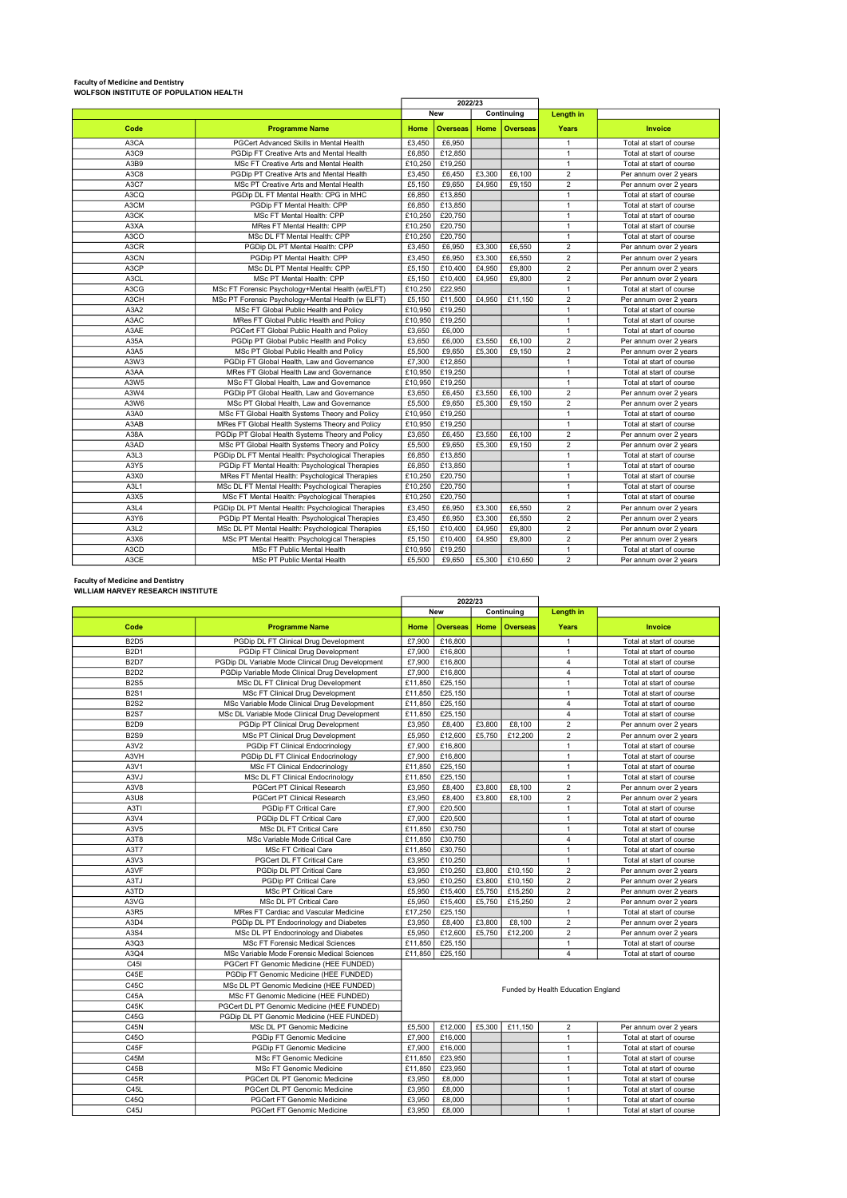**Faculty of Medicine and Dentistry**
**WOLFSON INSTITUTE OF POPULATION HEALTH**

| | | 2022/23 | | | | | |
|---|---|---|---|---|---|---|---|
| | | New | | Continuing | | Length in | |
| Code | Programme Name | Home | Overseas | Home | Overseas | Years | Invoice |
| A3CA | PGCert Advanced Skills in Mental Health | £3,450 | £6,950 | | | 1 | Total at start of course |
| A3C9 | PGDip FT Creative Arts and Mental Health | £6,850 | £12,850 | | | 1 | Total at start of course |
| A3B9 | MSc FT Creative Arts and Mental Health | £10,250 | £19,250 | | | 1 | Total at start of course |
| A3C8 | PGDip PT Creative Arts and Mental Health | £3,450 | £6,450 | £3,300 | £6,100 | 2 | Per annum over 2 years |
| A3C7 | MSc PT Creative Arts and Mental Health | £5,150 | £9,650 | £4,950 | £9,150 | 2 | Per annum over 2 years |
| A3CQ | PGDip DL FT Mental Health: CPG in MHC | £6,850 | £13,850 | | | 1 | Total at start of course |
| A3CM | PGDip FT Mental Health: CPP | £6,850 | £13,850 | | | 1 | Total at start of course |
| A3CK | MSc FT Mental Health: CPP | £10,250 | £20,750 | | | 1 | Total at start of course |
| A3XA | MRes FT Mental Health: CPP | £10,250 | £20,750 | | | 1 | Total at start of course |
| A3CO | MSc DL FT Mental Health: CPP | £10,250 | £20,750 | | | 1 | Total at start of course |
| A3CR | PGDip DL PT Mental Health: CPP | £3,450 | £6,950 | £3,300 | £6,550 | 2 | Per annum over 2 years |
| A3CN | PGDip PT Mental Health: CPP | £3,450 | £6,950 | £3,300 | £6,550 | 2 | Per annum over 2 years |
| A3CP | MSc DL PT Mental Health: CPP | £5,150 | £10,400 | £4,950 | £9,800 | 2 | Per annum over 2 years |
| A3CL | MSc PT Mental Health: CPP | £5,150 | £10,400 | £4,950 | £9,800 | 2 | Per annum over 2 years |
| A3CG | MSc FT Forensic Psychology+Mental Health (w/ELFT) | £10,250 | £22,950 | | | 1 | Total at start of course |
| A3CH | MSc PT Forensic Psychology+Mental Health (w ELFT) | £5,150 | £11,500 | £4,950 | £11,150 | 2 | Per annum over 2 years |
| A3A2 | MSc FT Global Public Health and Policy | £10,950 | £19,250 | | | 1 | Total at start of course |
| A3AC | MRes FT Global Public Health and Policy | £10,950 | £19,250 | | | 1 | Total at start of course |
| A3AE | PGCert FT Global Public Health and Policy | £3,650 | £6,000 | | | 1 | Total at start of course |
| A35A | PGDip PT Global Public Health and Policy | £3,650 | £6,000 | £3,550 | £6,100 | 2 | Per annum over 2 years |
| A3A5 | MSc PT Global Public Health and Policy | £5,500 | £9,650 | £5,300 | £9,150 | 2 | Per annum over 2 years |
| A3W3 | PGDip FT Global Health, Law and Governance | £7,300 | £12,850 | | | 1 | Total at start of course |
| A3AA | MRes FT Global Health Law and Governance | £10,950 | £19,250 | | | 1 | Total at start of course |
| A3W5 | MSc FT Global Health, Law and Governance | £10,950 | £19,250 | | | 1 | Total at start of course |
| A3W4 | PGDip PT Global Health, Law and Governance | £3,650 | £6,450 | £3,550 | £6,100 | 2 | Per annum over 2 years |
| A3W6 | MSc PT Global Health, Law and Governance | £5,500 | £9,650 | £5,300 | £9,150 | 2 | Per annum over 2 years |
| A3A0 | MSc FT Global Health Systems Theory and Policy | £10,950 | £19,250 | | | 1 | Total at start of course |
| A3AB | MRes FT Global Health Systems Theory and Policy | £10,950 | £19,250 | | | 1 | Total at start of course |
| A38A | PGDip PT Global Health Systems Theory and Policy | £3,650 | £6,450 | £3,550 | £6,100 | 2 | Per annum over 2 years |
| A3AD | MSc PT Global Health Systems Theory and Policy | £5,500 | £9,650 | £5,300 | £9,150 | 2 | Per annum over 2 years |
| A3L3 | PGDip DL FT Mental Health: Psychological Therapies | £6,850 | £13,850 | | | 1 | Total at start of course |
| A3Y5 | PGDip FT Mental Health: Psychological Therapies | £6,850 | £13,850 | | | 1 | Total at start of course |
| A3X0 | MRes FT Mental Health: Psychological Therapies | £10,250 | £20,750 | | | 1 | Total at start of course |
| A3L1 | MSc DL FT Mental Health: Psychological Therapies | £10,250 | £20,750 | | | 1 | Total at start of course |
| A3X5 | MSc FT Mental Health: Psychological Therapies | £10,250 | £20,750 | | | 1 | Total at start of course |
| A3L4 | PGDip DL PT Mental Health: Psychological Therapies | £3,450 | £6,950 | £3,300 | £6,550 | 2 | Per annum over 2 years |
| A3Y6 | PGDip PT Mental Health: Psychological Therapies | £3,450 | £6,950 | £3,300 | £6,550 | 2 | Per annum over 2 years |
| A3L2 | MSc DL PT Mental Health: Psychological Therapies | £5,150 | £10,400 | £4,950 | £9,800 | 2 | Per annum over 2 years |
| A3X6 | MSc PT Mental Health: Psychological Therapies | £5,150 | £10,400 | £4,950 | £9,800 | 2 | Per annum over 2 years |
| A3CD | MSc FT Public Mental Health | £10,950 | £19,250 | | | 1 | Total at start of course |
| A3CE | MSc PT Public Mental Health | £5,500 | £9,650 | £5,300 | £10,650 | 2 | Per annum over 2 years |

**Faculty of Medicine and Dentistry**
**WILLIAM HARVEY RESEARCH INSTITUTE**

| | | 2022/23 | | | | | |
|---|---|---|---|---|---|---|---|
| | | New | | Continuing | | Length in | |
| Code | Programme Name | Home | Overseas | Home | Overseas | Years | Invoice |
| B2D5 | PGDip DL FT Clinical Drug Development | £7,900 | £16,800 | | | 1 | Total at start of course |
| B2D1 | PGDip FT Clinical Drug Development | £7,900 | £16,800 | | | 1 | Total at start of course |
| B2D7 | PGDip DL Variable Mode Clinical Drug Development | £7,900 | £16,800 | | | 4 | Total at start of course |
| B2D2 | PGDip Variable Mode Clinical Drug Development | £7,900 | £16,800 | | | 4 | Total at start of course |
| B2S5 | MSc DL FT Clinical Drug Development | £11,850 | £25,150 | | | 1 | Total at start of course |
| B2S1 | MSc FT Clinical Drug Development | £11,850 | £25,150 | | | 1 | Total at start of course |
| B2S2 | MSc Variable Mode Clinical Drug Development | £11,850 | £25,150 | | | 4 | Total at start of course |
| B2S7 | MSc DL Variable Mode Clinical Drug Development | £11,850 | £25,150 | | | 4 | Total at start of course |
| B2D9 | PGDip PT Clinical Drug Development | £3,950 | £8,400 | £3,800 | £8,100 | 2 | Per annum over 2 years |
| B2S9 | MSc PT Clinical Drug Development | £5,950 | £12,600 | £5,750 | £12,200 | 2 | Per annum over 2 years |
| A3V2 | PGDip FT Clinical Endocrinology | £7,900 | £16,800 | | | 1 | Total at start of course |
| A3VH | PGDip DL FT Clinical Endocrinology | £7,900 | £16,800 | | | 1 | Total at start of course |
| A3V1 | MSc FT Clinical Endocrinology | £11,850 | £25,150 | | | 1 | Total at start of course |
| A3VJ | MSc DL FT Clinical Endocrinology | £11,850 | £25,150 | | | 1 | Total at start of course |
| A3V8 | PGCert PT Clinical Research | £3,950 | £8,400 | £3,800 | £8,100 | 2 | Per annum over 2 years |
| A3U8 | PGCert PT Clinical Research | £3,950 | £8,400 | £3,800 | £8,100 | 2 | Per annum over 2 years |
| A3TI | PGDip FT Critical Care | £7,900 | £20,500 | | | 1 | Total at start of course |
| A3V4 | PGDip DL FT Critical Care | £7,900 | £20,500 | | | 1 | Total at start of course |
| A3V5 | MSc DL FT Critical Care | £11,850 | £30,750 | | | 1 | Total at start of course |
| A3T8 | MSc Variable Mode Critical Care | £11,850 | £30,750 | | | 4 | Total at start of course |
| A3T7 | MSc FT Critical Care | £11,850 | £30,750 | | | 1 | Total at start of course |
| A3V3 | PGCert DL FT Critical Care | £3,950 | £10,250 | | | 1 | Total at start of course |
| A3VF | PGDip DL PT Critical Care | £3,950 | £10,250 | £3,800 | £10,150 | 2 | Per annum over 2 years |
| A3TJ | PGDip PT Critical Care | £3,950 | £10,250 | £3,800 | £10,150 | 2 | Per annum over 2 years |
| A3TD | MSc PT Critical Care | £5,950 | £15,400 | £5,750 | £15,250 | 2 | Per annum over 2 years |
| A3VG | MSc DL PT Critical Care | £5,950 | £15,400 | £5,750 | £15,250 | 2 | Per annum over 2 years |
| A3R5 | MRes FT Cardiac and Vascular Medicine | £17,250 | £25,150 | | | 1 | Total at start of course |
| A3D4 | PGDip DL PT Endocrinology and Diabetes | £3,950 | £8,400 | £3,800 | £8,100 | 2 | Per annum over 2 years |
| A3S4 | MSc DL PT Endocrinology and Diabetes | £5,950 | £12,600 | £5,750 | £12,200 | 2 | Per annum over 2 years |
| A3Q3 | MSc FT Forensic Medical Sciences | £11,850 | £25,150 | | | 1 | Total at start of course |
| A3Q4 | MSc Variable Mode Forensic Medical Sciences | £11,850 | £25,150 | | | 4 | Total at start of course |
| C45I | PGCert FT Genomic Medicine (HEE FUNDED) | Funded by Health Education England | | | | | |
| C45E | PGDip FT Genomic Medicine (HEE FUNDED) | Funded by Health Education England | | | | | |
| C45C | MSc DL PT Genomic Medicine (HEE FUNDED) | Funded by Health Education England | | | | | |
| C45A | MSc FT Genomic Medicine (HEE FUNDED) | Funded by Health Education England | | | | | |
| C45K | PGCert DL PT Genomic Medicine (HEE FUNDED) | Funded by Health Education England | | | | | |
| C45G | PGDip DL PT Genomic Medicine (HEE FUNDED) | Funded by Health Education England | | | | | |
| C45N | MSc DL PT Genomic Medicine | £5,500 | £12,000 | £5,300 | £11,150 | 2 | Per annum over 2 years |
| C45O | PGDip PT Genomic Medicine | £7,900 | £16,000 | | | 1 | Total at start of course |
| C45F | PGDip FT Genomic Medicine | £7,900 | £16,000 | | | 1 | Total at start of course |
| C45M | MSc FT Genomic Medicine | £11,850 | £23,950 | | | 1 | Total at start of course |
| C45B | MSc FT Genomic Medicine | £11,850 | £23,950 | | | 1 | Total at start of course |
| C45R | PGCert DL PT Genomic Medicine | £3,950 | £8,000 | | | 1 | Total at start of course |
| C45L | PGCert DL PT Genomic Medicine | £3,950 | £8,000 | | | 1 | Total at start of course |
| C45Q | PGCert PT Genomic Medicine | £3,950 | £8,000 | | | 1 | Total at start of course |
| C45J | PGCert FT Genomic Medicine | £3,950 | £8,000 | | | 1 | Total at start of course |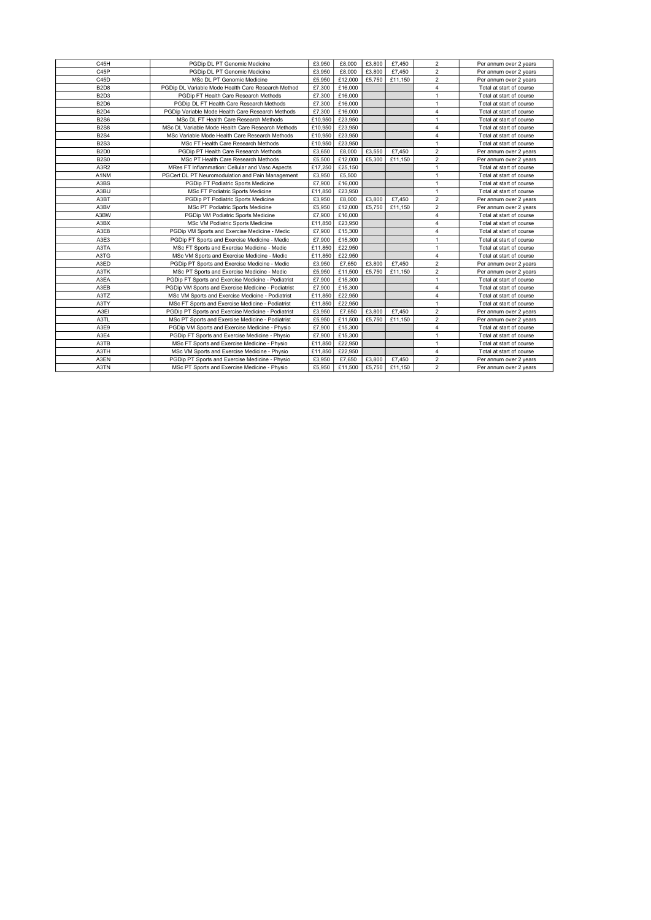| | | | | | | | |
|---|---|---|---|---|---|---|---|
| C45H | PGDip DL PT Genomic Medicine | £3,950 | £8,000 | £3,800 | £7,450 | 2 | Per annum over 2 years |
| C45P | PGDip DL PT Genomic Medicine | £3,950 | £8,000 | £3,800 | £7,450 | 2 | Per annum over 2 years |
| C45D | MSc DL PT Genomic Medicine | £5,950 | £12,000 | £5,750 | £11,150 | 2 | Per annum over 2 years |
| B2D8 | PGDip DL Variable Mode Health Care Research Method | £7,300 | £16,000 | | | 4 | Total at start of course |
| B2D3 | PGDip FT Health Care Research Methods | £7,300 | £16,000 | | | 1 | Total at start of course |
| B2D6 | PGDip DL FT Health Care Research Methods | £7,300 | £16,000 | | | 1 | Total at start of course |
| B2D4 | PGDip Variable Mode Health Care Research Methods | £7,300 | £16,000 | | | 4 | Total at start of course |
| B2S6 | MSc DL FT Health Care Research Methods | £10,950 | £23,950 | | | 1 | Total at start of course |
| B2S8 | MSc DL Variable Mode Health Care Research Methods | £10,950 | £23,950 | | | 4 | Total at start of course |
| B2S4 | MSc Variable Mode Health Care Research Methods | £10,950 | £23,950 | | | 4 | Total at start of course |
| B2S3 | MSc FT Health Care Research Methods | £10,950 | £23,950 | | | 1 | Total at start of course |
| B2D0 | PGDip PT Health Care Research Methods | £3,650 | £8,000 | £3,550 | £7,450 | 2 | Per annum over 2 years |
| B2S0 | MSc PT Health Care Research Methods | £5,500 | £12,000 | £5,300 | £11,150 | 2 | Per annum over 2 years |
| A3R2 | MRes FT Inflammation: Cellular and Vasc Aspects | £17,250 | £25,150 | | | 1 | Total at start of course |
| A1NM | PGCert DL PT Neuromodulation and Pain Management | £3,950 | £5,500 | | | 1 | Total at start of course |
| A3BS | PGDip FT Podiatric Sports Medicine | £7,900 | £16,000 | | | 1 | Total at start of course |
| A3BU | MSc FT Podiatric Sports Medicine | £11,850 | £23,950 | | | 1 | Total at start of course |
| A3BT | PGDip PT Podiatric Sports Medicine | £3,950 | £8,000 | £3,800 | £7,450 | 2 | Per annum over 2 years |
| A3BV | MSc PT Podiatric Sports Medicine | £5,950 | £12,000 | £5,750 | £11,150 | 2 | Per annum over 2 years |
| A3BW | PGDip VM Podiatric Sports Medicine | £7,900 | £16,000 | | | 4 | Total at start of course |
| A3BX | MSc VM Podiatric Sports Medicine | £11,850 | £23,950 | | | 4 | Total at start of course |
| A3E8 | PGDip VM Sports and Exercise Medicine - Medic | £7,900 | £15,300 | | | 4 | Total at start of course |
| A3E3 | PGDip FT Sports and Exercise Medicine - Medic | £7,900 | £15,300 | | | 1 | Total at start of course |
| A3TA | MSc FT Sports and Exercise Medicine - Medic | £11,850 | £22,950 | | | 1 | Total at start of course |
| A3TG | MSc VM Sports and Exercise Medicine - Medic | £11,850 | £22,950 | | | 4 | Total at start of course |
| A3ED | PGDip PT Sports and Exercise Medicine - Medic | £3,950 | £7,650 | £3,800 | £7,450 | 2 | Per annum over 2 years |
| A3TK | MSc PT Sports and Exercise Medicine - Medic | £5,950 | £11,500 | £5,750 | £11,150 | 2 | Per annum over 2 years |
| A3EA | PGDip FT Sports and Exercise Medicine - Podiatrist | £7,900 | £15,300 | | | 1 | Total at start of course |
| A3EB | PGDip VM Sports and Exercise Medicine - Podiatrist | £7,900 | £15,300 | | | 4 | Total at start of course |
| A3TZ | MSc VM Sports and Exercise Medicine - Podiatrist | £11,850 | £22,950 | | | 4 | Total at start of course |
| A3TY | MSc FT Sports and Exercise Medicine - Podiatrist | £11,850 | £22,950 | | | 1 | Total at start of course |
| A3EI | PGDip PT Sports and Exercise Medicine - Podiatrist | £3,950 | £7,650 | £3,800 | £7,450 | 2 | Per annum over 2 years |
| A3TL | MSc PT Sports and Exercise Medicine - Podiatrist | £5,950 | £11,500 | £5,750 | £11,150 | 2 | Per annum over 2 years |
| A3E9 | PGDip VM Sports and Exercise Medicine - Physio | £7,900 | £15,300 | | | 4 | Total at start of course |
| A3E4 | PGDip FT Sports and Exercise Medicine - Physio | £7,900 | £15,300 | | | 1 | Total at start of course |
| A3TB | MSc FT Sports and Exercise Medicine - Physio | £11,850 | £22,950 | | | 1 | Total at start of course |
| A3TH | MSc VM Sports and Exercise Medicine - Physio | £11,850 | £22,950 | | | 4 | Total at start of course |
| A3EN | PGDip PT Sports and Exercise Medicine - Physio | £3,950 | £7,650 | £3,800 | £7,450 | 2 | Per annum over 2 years |
| A3TN | MSc PT Sports and Exercise Medicine - Physio | £5,950 | £11,500 | £5,750 | £11,150 | 2 | Per annum over 2 years |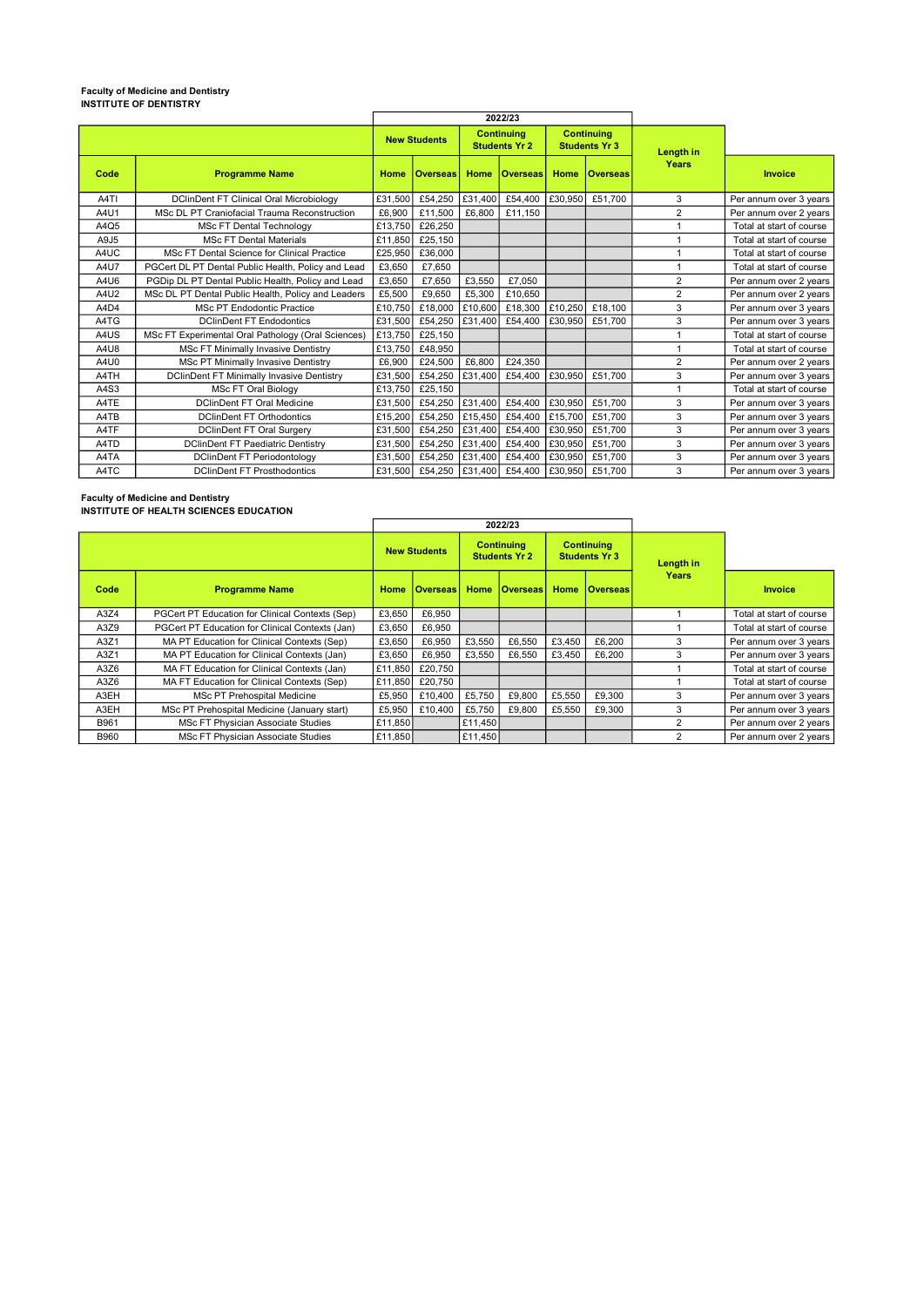**Faculty of Medicine and Dentistry**
**INSTITUTE OF DENTISTRY**

| | | 2022/23 | | | | | | | |
|---|---|---|---|---|---|---|---|---|---|
| | | New Students | | Continuing Students Yr 2 | | Continuing Students Yr 3 | | Length in Years | |
| Code | Programme Name | Home | Overseas | Home | Overseas | Home | Overseas | | Invoice |
| A4TI | DClinDent FT Clinical Oral Microbiology | £31,500 | £54,250 | £31,400 | £54,400 | £30,950 | £51,700 | 3 | Per annum over 3 years |
| A4U1 | MSc DL PT Craniofacial Trauma Reconstruction | £6,900 | £11,500 | £6,800 | £11,150 | | | 2 | Per annum over 2 years |
| A4Q5 | MSc FT Dental Technology | £13,750 | £26,250 | | | | | 1 | Total at start of course |
| A9J5 | MSc FT Dental Materials | £11,850 | £25,150 | | | | | 1 | Total at start of course |
| A4UC | MSc FT Dental Science for Clinical Practice | £25,950 | £36,000 | | | | | 1 | Total at start of course |
| A4U7 | PGCert DL PT Dental Public Health, Policy and Lead | £3,650 | £7,650 | | | | | 1 | Total at start of course |
| A4U6 | PGDip DL PT Dental Public Health, Policy and Lead | £3,650 | £7,650 | £3,550 | £7,050 | | | 2 | Per annum over 2 years |
| A4U2 | MSc DL PT Dental Public Health, Policy and Leaders | £5,500 | £9,650 | £5,300 | £10,650 | | | 2 | Per annum over 2 years |
| A4D4 | MSc PT Endodontic Practice | £10,750 | £18,000 | £10,600 | £18,300 | £10,250 | £18,100 | 3 | Per annum over 3 years |
| A4TG | DClinDent FT Endodontics | £31,500 | £54,250 | £31,400 | £54,400 | £30,950 | £51,700 | 3 | Per annum over 3 years |
| A4US | MSc FT Experimental Oral Pathology (Oral Sciences) | £13,750 | £25,150 | | | | | 1 | Total at start of course |
| A4U8 | MSc FT Minimally Invasive Dentistry | £13,750 | £48,950 | | | | | 1 | Total at start of course |
| A4U0 | MSc PT Minimally Invasive Dentistry | £6,900 | £24,500 | £6,800 | £24,350 | | | 2 | Per annum over 2 years |
| A4TH | DClinDent FT Minimally Invasive Dentistry | £31,500 | £54,250 | £31,400 | £54,400 | £30,950 | £51,700 | 3 | Per annum over 3 years |
| A4S3 | MSc FT Oral Biology | £13,750 | £25,150 | | | | | 1 | Total at start of course |
| A4TE | DClinDent FT Oral Medicine | £31,500 | £54,250 | £31,400 | £54,400 | £30,950 | £51,700 | 3 | Per annum over 3 years |
| A4TB | DClinDent FT Orthodontics | £15,200 | £54,250 | £15,450 | £54,400 | £15,700 | £51,700 | 3 | Per annum over 3 years |
| A4TF | DClinDent FT Oral Surgery | £31,500 | £54,250 | £31,400 | £54,400 | £30,950 | £51,700 | 3 | Per annum over 3 years |
| A4TD | DClinDent FT Paediatric Dentistry | £31,500 | £54,250 | £31,400 | £54,400 | £30,950 | £51,700 | 3 | Per annum over 3 years |
| A4TA | DClinDent FT Periodontology | £31,500 | £54,250 | £31,400 | £54,400 | £30,950 | £51,700 | 3 | Per annum over 3 years |
| A4TC | DClinDent FT Prosthodontics | £31,500 | £54,250 | £31,400 | £54,400 | £30,950 | £51,700 | 3 | Per annum over 3 years |

**Faculty of Medicine and Dentistry**
**INSTITUTE OF HEALTH SCIENCES EDUCATION**

| | | 2022/23 | | | | | | | |
|---|---|---|---|---|---|---|---|---|---|
| | | New Students | | Continuing Students Yr 2 | | Continuing Students Yr 3 | | Length in Years | |
| Code | Programme Name | Home | Overseas | Home | Overseas | Home | Overseas | | Invoice |
| A3Z4 | PGCert PT Education for Clinical Contexts (Sep) | £3,650 | £6,950 | | | | | 1 | Total at start of course |
| A3Z9 | PGCert PT Education for Clinical Contexts (Jan) | £3,650 | £6,950 | | | | | 1 | Total at start of course |
| A3Z1 | MA PT Education for Clinical Contexts (Sep) | £3,650 | £6,950 | £3,550 | £6,550 | £3,450 | £6,200 | 3 | Per annum over 3 years |
| A3Z1 | MA PT Education for Clinical Contexts (Jan) | £3,650 | £6,950 | £3,550 | £6,550 | £3,450 | £6,200 | 3 | Per annum over 3 years |
| A3Z6 | MA FT Education for Clinical Contexts (Jan) | £11,850 | £20,750 | | | | | 1 | Total at start of course |
| A3Z6 | MA FT Education for Clinical Contexts (Sep) | £11,850 | £20,750 | | | | | 1 | Total at start of course |
| A3EH | MSc PT Prehospital Medicine | £5,950 | £10,400 | £5,750 | £9,800 | £5,550 | £9,300 | 3 | Per annum over 3 years |
| A3EH | MSc PT Prehospital Medicine (January start) | £5,950 | £10,400 | £5,750 | £9,800 | £5,550 | £9,300 | 3 | Per annum over 3 years |
| B961 | MSc FT Physician Associate Studies | £11,850 | | £11,450 | | | | 2 | Per annum over 2 years |
| B960 | MSc FT Physician Associate Studies | £11,850 | | £11,450 | | | | 2 | Per annum over 2 years |